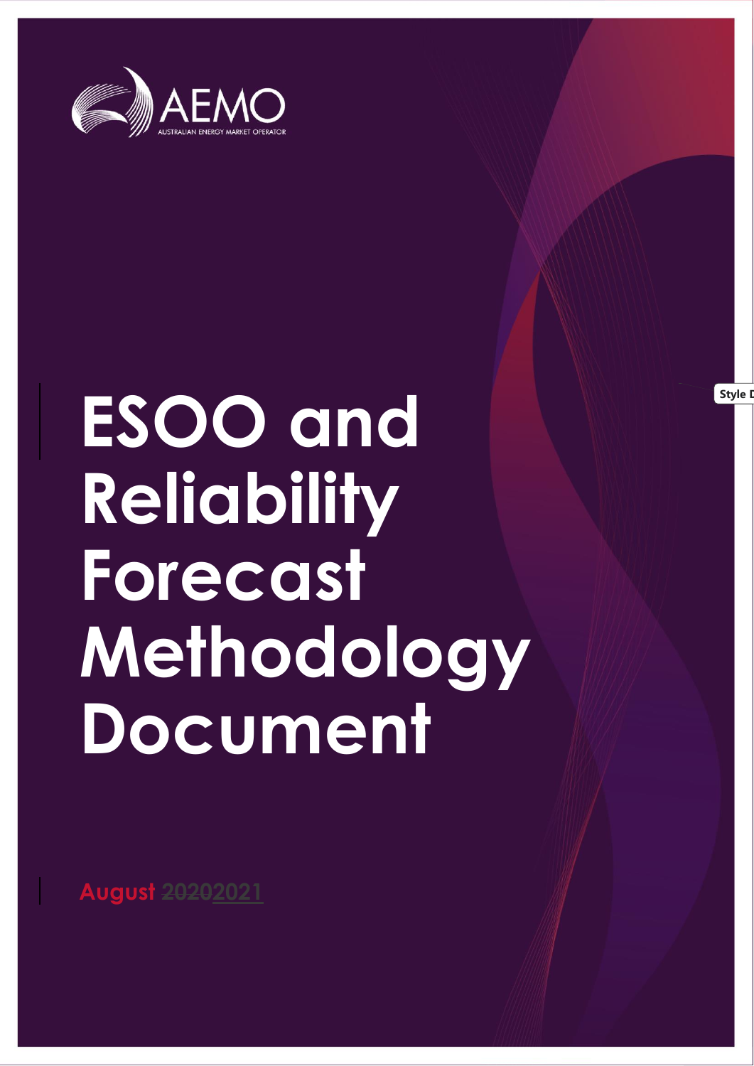AEMO

AUSTRALIAN ENERGY MARKET OPERATOR

# ESOO and Reliability Forecast Methodology Document

August ~~2020~~2021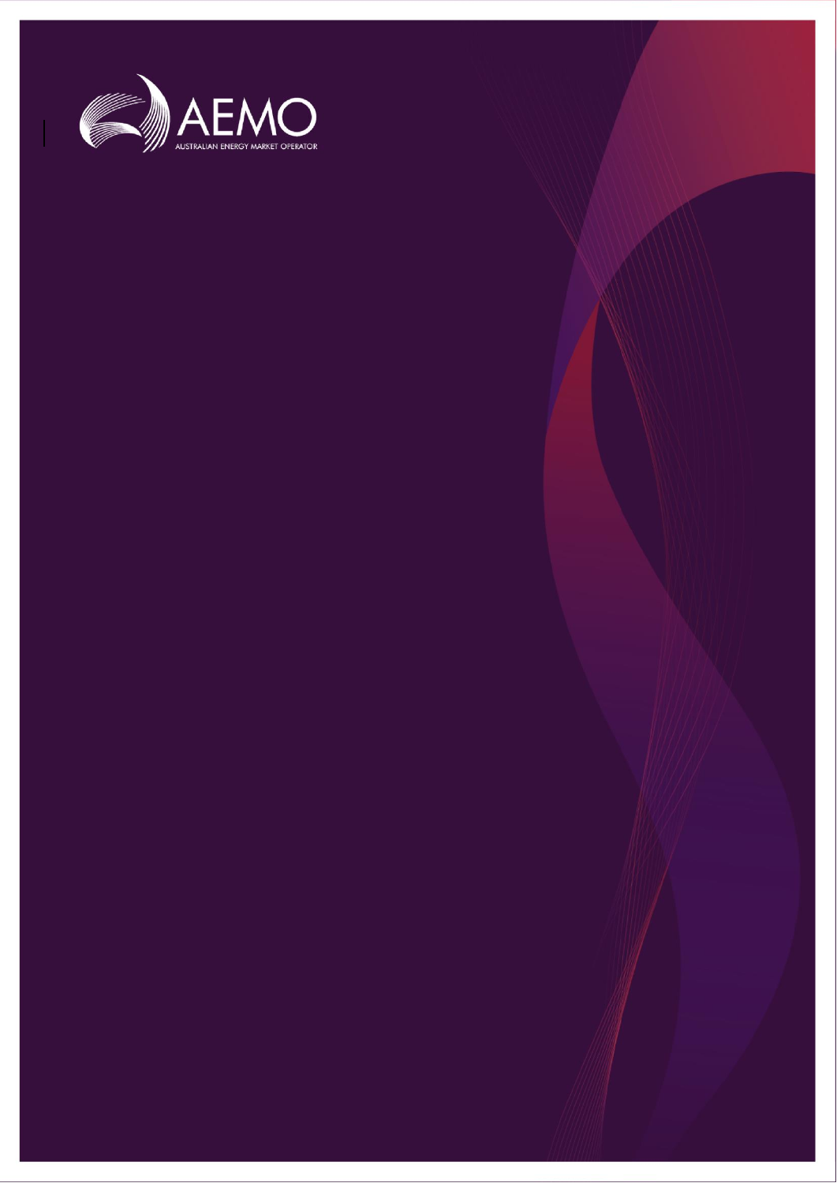AEMO

AUSTRALIAN ENERGY MARKET OPERATOR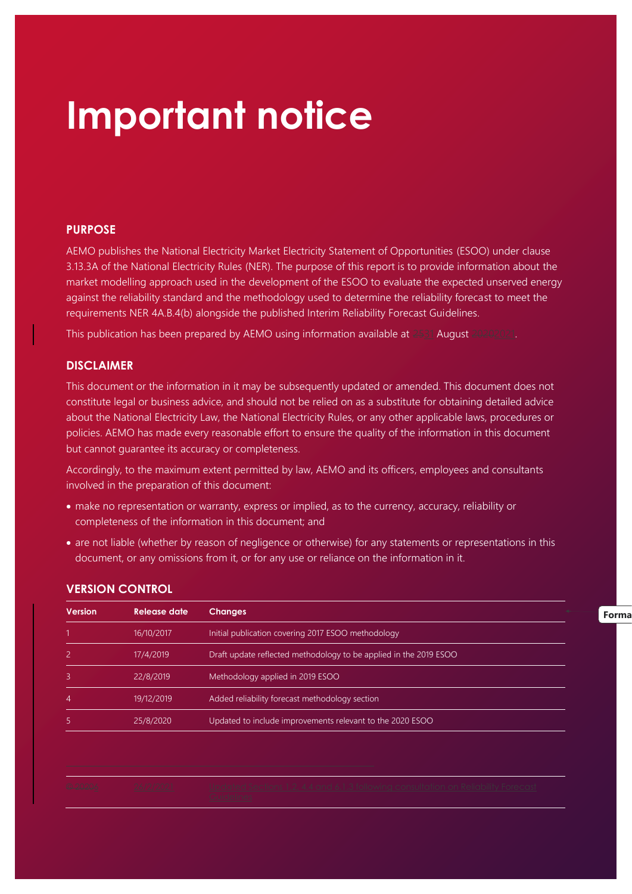# Important notice

## PURPOSE

AEMO publishes the National Electricity Market Electricity Statement of Opportunities (ESOO) under clause 3.13.3A of the National Electricity Rules (NER). The purpose of this report is to provide information about the market modelling approach used in the development of the ESOO to evaluate the expected unserved energy against the reliability standard and the methodology used to determine the reliability forecast to meet the requirements NER 4A.B.4(b) alongside the published Interim Reliability Forecast Guidelines.

This publication has been prepared by AEMO using information available at August .

## DISCLAIMER

This document or the information in it may be subsequently updated or amended. This document does not constitute legal or business advice, and should not be relied on as a substitute for obtaining detailed advice about the National Electricity Law, the National Electricity Rules, or any other applicable laws, procedures or policies. AEMO has made every reasonable effort to ensure the quality of the information in this document but cannot guarantee its accuracy or completeness.

Accordingly, to the maximum extent permitted by law, AEMO and its officers, employees and consultants involved in the preparation of this document:

- make no representation or warranty, express or implied, as to the currency, accuracy, reliability or completeness of the information in this document; and
- are not liable (whether by reason of negligence or otherwise) for any statements or representations in this document, or any omissions from it, or for any use or reliance on the information in it.

## VERSION CONTROL

| Version | Release date | Changes |
|---|---|---|
| 1 | 16/10/2017 | Initial publication covering 2017 ESOO methodology |
| 2 | 17/4/2019 | Draft update reflected methodology to be applied in the 2019 ESOO |
| 3 | 22/8/2019 | Methodology applied in 2019 ESOO |
| 4 | 19/12/2019 | Added reliability forecast methodology section |
| 5 | 25/8/2020 | Updated to include improvements relevant to the 2020 ESOO |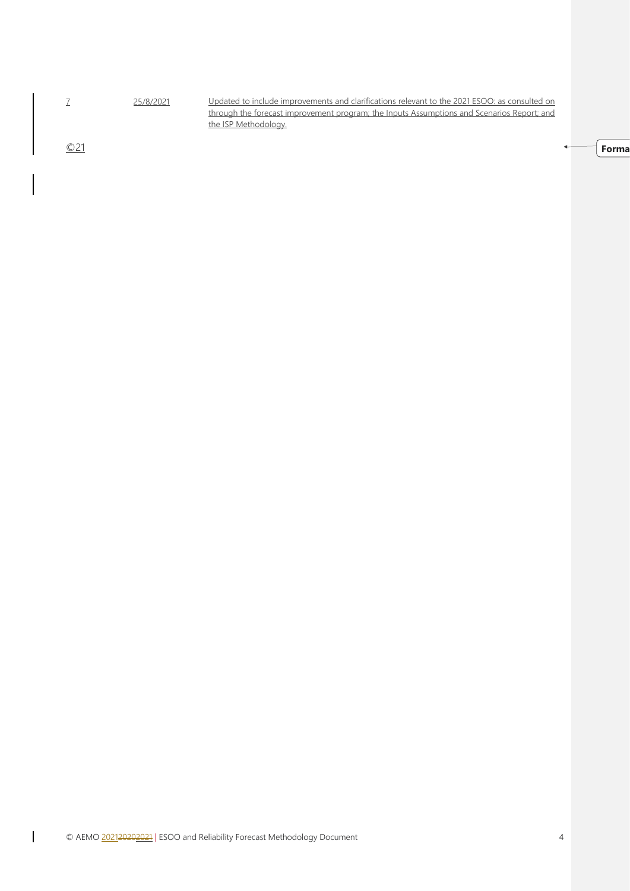| | | |
|---|---|---|
| 7 | 25/8/2021 | Updated to include improvements and clarifications relevant to the 2021 ESOO: as consulted on through the forecast improvement program; the Inputs Assumptions and Scenarios Report; and the ISP Methodology. |

©21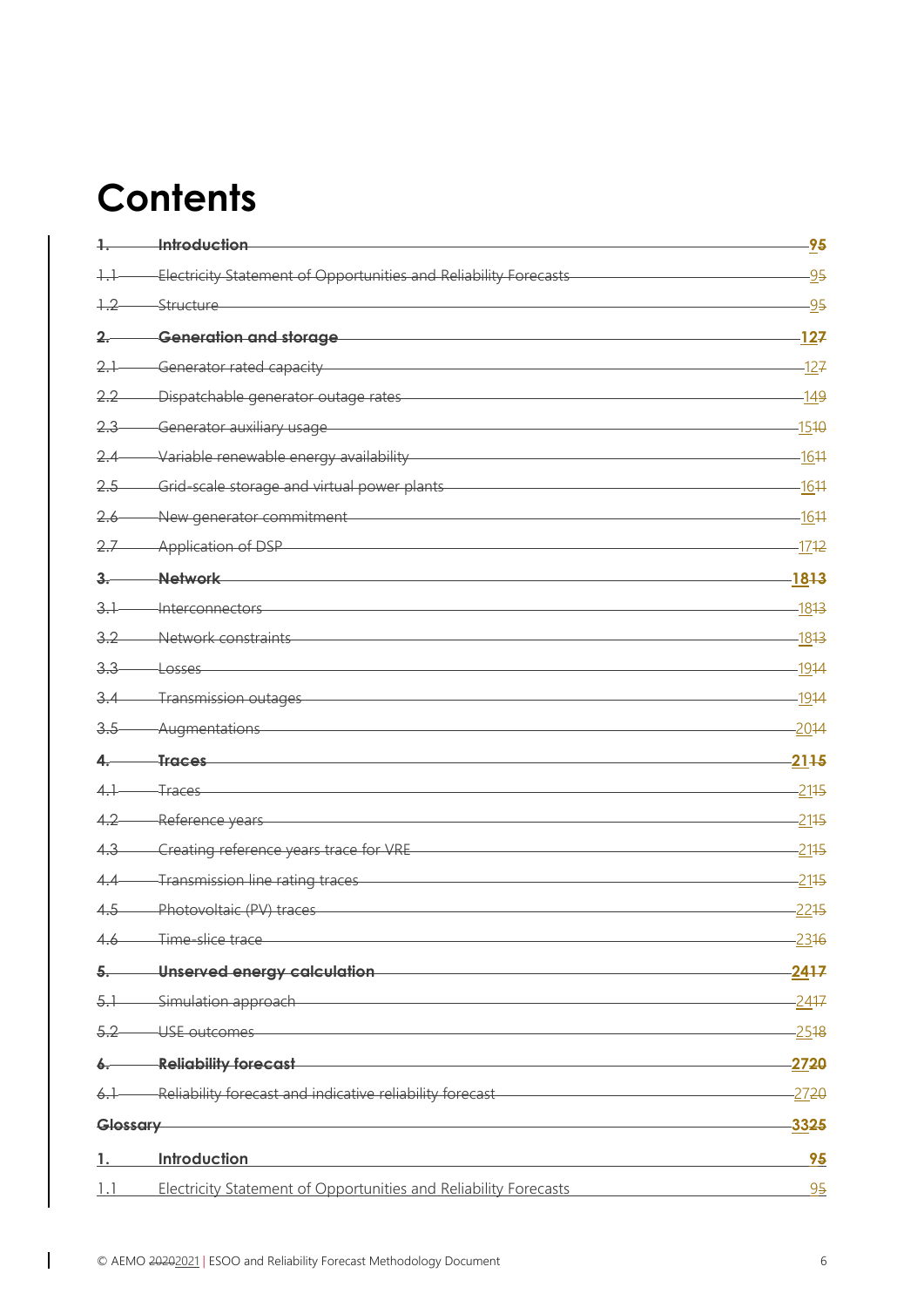# Contents

~~1. Introduction~~ 9~~5~~

~~1.1 Electricity Statement of Opportunities and Reliability Forecasts~~ 9~~5~~

~~1.2 Structure~~ 9~~5~~

~~2. Generation and storage~~ 12~~7~~

~~2.1 Generator rated capacity~~ 12~~7~~

~~2.2 Dispatchable generator outage rates~~ 14~~9~~

~~2.3 Generator auxiliary usage~~ 15~~10~~

~~2.4 Variable renewable energy availability~~ 16~~11~~

~~2.5 Grid-scale storage and virtual power plants~~ 16~~11~~

~~2.6 New generator commitment~~ 16~~11~~

~~2.7 Application of DSP~~ 17~~12~~

~~3. Network~~ 18~~13~~

~~3.1 Interconnectors~~ 18~~13~~

~~3.2 Network constraints~~ 18~~13~~

~~3.3 Losses~~ 19~~14~~

~~3.4 Transmission outages~~ 19~~14~~

~~3.5 Augmentations~~ 20~~14~~

~~4. Traces~~ 21~~15~~

~~4.1 Traces~~ 21~~15~~

~~4.2 Reference years~~ 21~~15~~

~~4.3 Creating reference years trace for VRE~~ 21~~15~~

~~4.4 Transmission line rating traces~~ 21~~15~~

~~4.5 Photovoltaic (PV) traces~~ 22~~15~~

~~4.6 Time-slice trace~~ 23~~16~~

~~5. Unserved energy calculation~~ 24~~17~~

~~5.1 Simulation approach~~ 24~~17~~

~~5.2 USE outcomes~~ 25~~18~~

~~6. Reliability forecast~~ 27~~20~~

~~6.1 Reliability forecast and indicative reliability forecast~~ 27~~20~~

~~Glossary~~ 33~~25~~

1. Introduction 9~~5~~

1.1 Electricity Statement of Opportunities and Reliability Forecasts 9~~5~~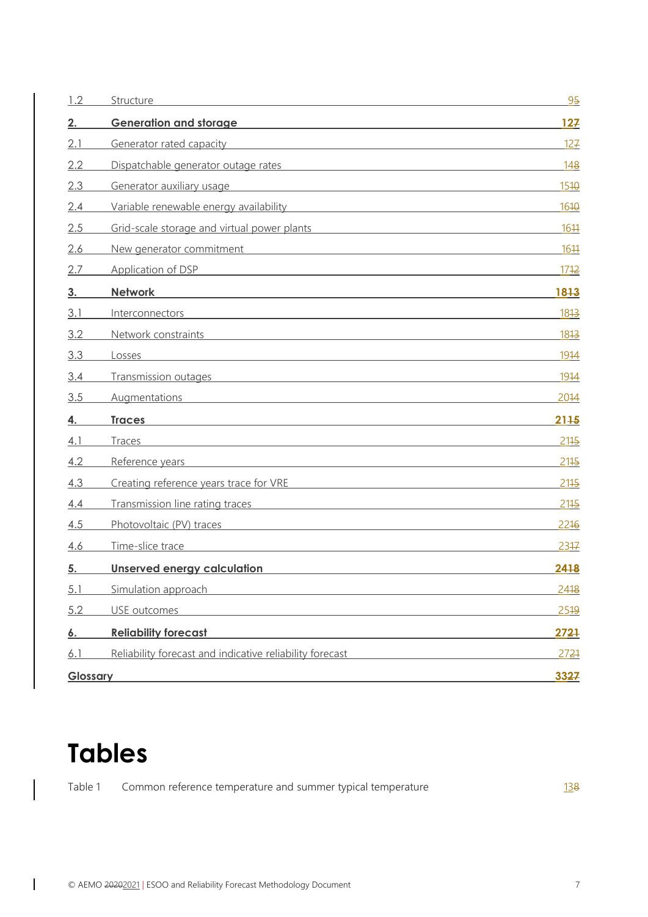| | | |
|---|---|---|
| 1.2 | Structure | 9~~5~~ |
| **2.** | **Generation and storage** | **12~~7~~** |
| 2.1 | Generator rated capacity | 12~~7~~ |
| 2.2 | Dispatchable generator outage rates | 14~~8~~ |
| 2.3 | Generator auxiliary usage | 15~~10~~ |
| 2.4 | Variable renewable energy availability | 16~~10~~ |
| 2.5 | Grid-scale storage and virtual power plants | 16~~11~~ |
| 2.6 | New generator commitment | 16~~11~~ |
| 2.7 | Application of DSP | 17~~12~~ |
| **3.** | **Network** | **18~~13~~** |
| 3.1 | Interconnectors | 18~~13~~ |
| 3.2 | Network constraints | 18~~13~~ |
| 3.3 | Losses | 19~~14~~ |
| 3.4 | Transmission outages | 19~~14~~ |
| 3.5 | Augmentations | 20~~14~~ |
| **4.** | **Traces** | **21~~15~~** |
| 4.1 | Traces | 21~~15~~ |
| 4.2 | Reference years | 21~~15~~ |
| 4.3 | Creating reference years trace for VRE | 21~~15~~ |
| 4.4 | Transmission line rating traces | 21~~15~~ |
| 4.5 | Photovoltaic (PV) traces | 22~~16~~ |
| 4.6 | Time-slice trace | 23~~17~~ |
| **5.** | **Unserved energy calculation** | **24~~18~~** |
| 5.1 | Simulation approach | 24~~18~~ |
| 5.2 | USE outcomes | 25~~19~~ |
| **6.** | **Reliability forecast** | **27~~21~~** |
| 6.1 | Reliability forecast and indicative reliability forecast | 27~~21~~ |
| **Glossary** | | **33~~27~~** |

# Tables

| | | |
|---|---|---|
| Table 1 | Common reference temperature and summer typical temperature | 13~~8~~ |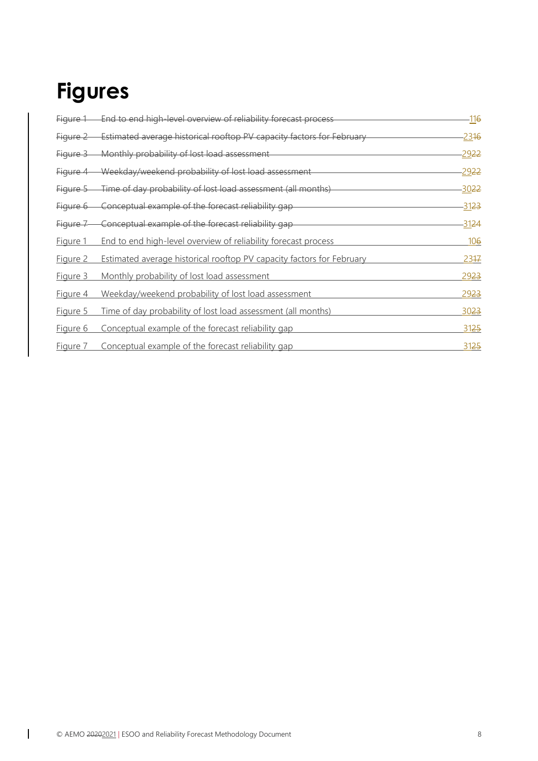# Figures

| | | |
|---|---|---|
| ~~Figure 1~~ | ~~End to end high-level overview of reliability forecast process~~ | 11~~6~~ |
| ~~Figure 2~~ | ~~Estimated average historical rooftop PV capacity factors for February~~ | 23~~16~~ |
| ~~Figure 3~~ | ~~Monthly probability of lost load assessment~~ | 29~~22~~ |
| ~~Figure 4~~ | ~~Weekday/weekend probability of lost load assessment~~ | 29~~22~~ |
| ~~Figure 5~~ | ~~Time of day probability of lost load assessment (all months)~~ | 30~~22~~ |
| ~~Figure 6~~ | ~~Conceptual example of the forecast reliability gap~~ | 31~~23~~ |
| ~~Figure 7~~ | ~~Conceptual example of the forecast reliability gap~~ | 31~~24~~ |
| Figure 1 | End to end high-level overview of reliability forecast process | 10~~6~~ |
| Figure 2 | Estimated average historical rooftop PV capacity factors for February | 23~~17~~ |
| Figure 3 | Monthly probability of lost load assessment | 29~~23~~ |
| Figure 4 | Weekday/weekend probability of lost load assessment | 29~~23~~ |
| Figure 5 | Time of day probability of lost load assessment (all months) | 30~~23~~ |
| Figure 6 | Conceptual example of the forecast reliability gap | 31~~25~~ |
| Figure 7 | Conceptual example of the forecast reliability gap | 31~~25~~ |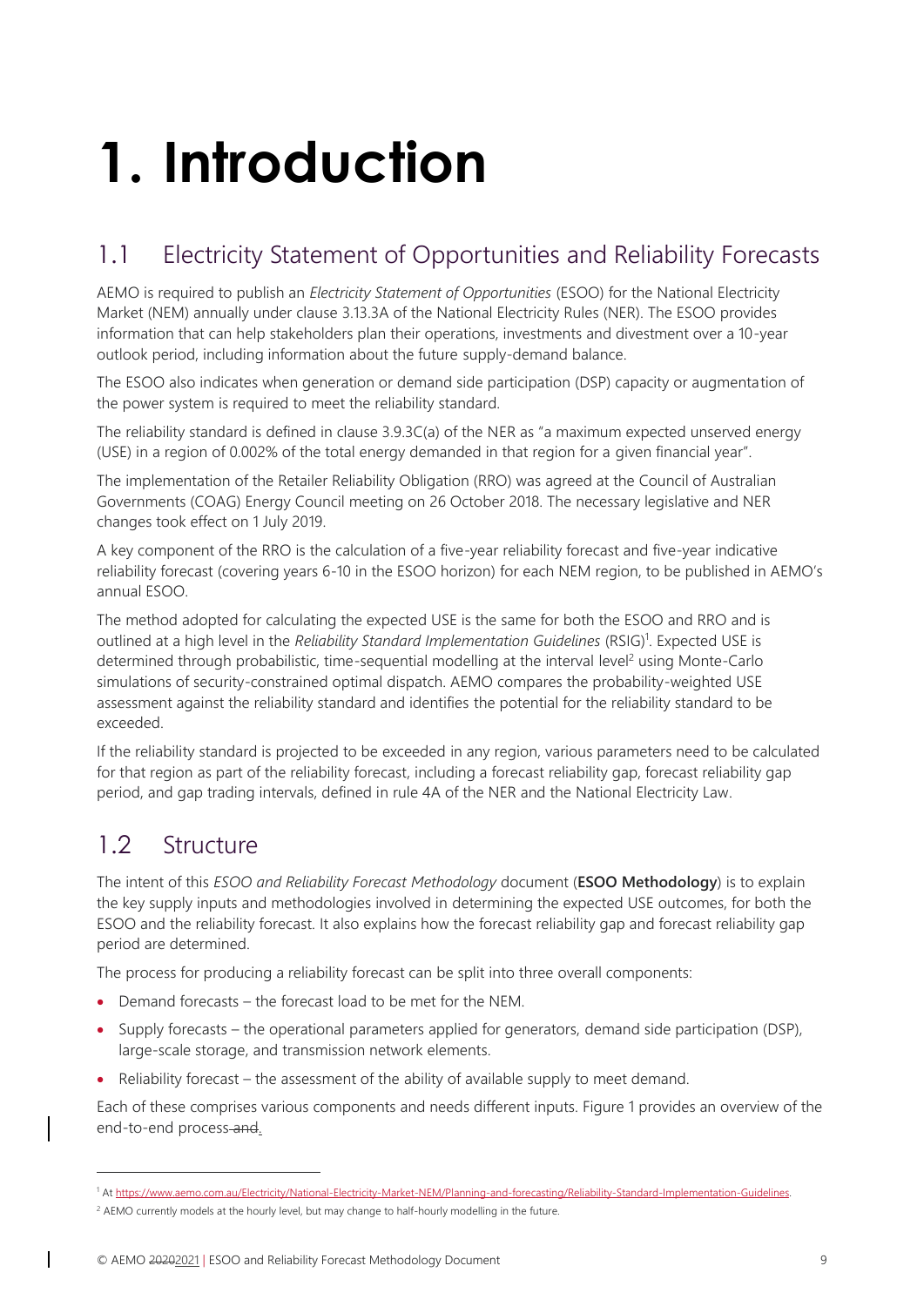# 1. Introduction

## 1.1 Electricity Statement of Opportunities and Reliability Forecasts

AEMO is required to publish an *Electricity Statement of Opportunities* (ESOO) for the National Electricity Market (NEM) annually under clause 3.13.3A of the National Electricity Rules (NER). The ESOO provides information that can help stakeholders plan their operations, investments and divestment over a 10-year outlook period, including information about the future supply-demand balance.

The ESOO also indicates when generation or demand side participation (DSP) capacity or augmentation of the power system is required to meet the reliability standard.

The reliability standard is defined in clause 3.9.3C(a) of the NER as "a maximum expected unserved energy (USE) in a region of 0.002% of the total energy demanded in that region for a given financial year".

The implementation of the Retailer Reliability Obligation (RRO) was agreed at the Council of Australian Governments (COAG) Energy Council meeting on 26 October 2018. The necessary legislative and NER changes took effect on 1 July 2019.

A key component of the RRO is the calculation of a five-year reliability forecast and five-year indicative reliability forecast (covering years 6-10 in the ESOO horizon) for each NEM region, to be published in AEMO's annual ESOO.

The method adopted for calculating the expected USE is the same for both the ESOO and RRO and is outlined at a high level in the *Reliability Standard Implementation Guidelines* (RSIG)[1]. Expected USE is determined through probabilistic, time-sequential modelling at the interval level[2] using Monte-Carlo simulations of security-constrained optimal dispatch. AEMO compares the probability-weighted USE assessment against the reliability standard and identifies the potential for the reliability standard to be exceeded.

If the reliability standard is projected to be exceeded in any region, various parameters need to be calculated for that region as part of the reliability forecast, including a forecast reliability gap, forecast reliability gap period, and gap trading intervals, defined in rule 4A of the NER and the National Electricity Law.

## 1.2 Structure

The intent of this *ESOO and Reliability Forecast Methodology* document (**ESOO Methodology**) is to explain the key supply inputs and methodologies involved in determining the expected USE outcomes, for both the ESOO and the reliability forecast. It also explains how the forecast reliability gap and forecast reliability gap period are determined.

The process for producing a reliability forecast can be split into three overall components:

- Demand forecasts – the forecast load to be met for the NEM.
- Supply forecasts – the operational parameters applied for generators, demand side participation (DSP), large-scale storage, and transmission network elements.
- Reliability forecast – the assessment of the ability of available supply to meet demand.

Each of these comprises various components and needs different inputs. Figure 1 provides an overview of the end-to-end process.

[1] At https://www.aemo.com.au/Electricity/National-Electricity-Market-NEM/Planning-and-forecasting/Reliability-Standard-Implementation-Guidelines.

[2] AEMO currently models at the hourly level, but may change to half-hourly modelling in the future.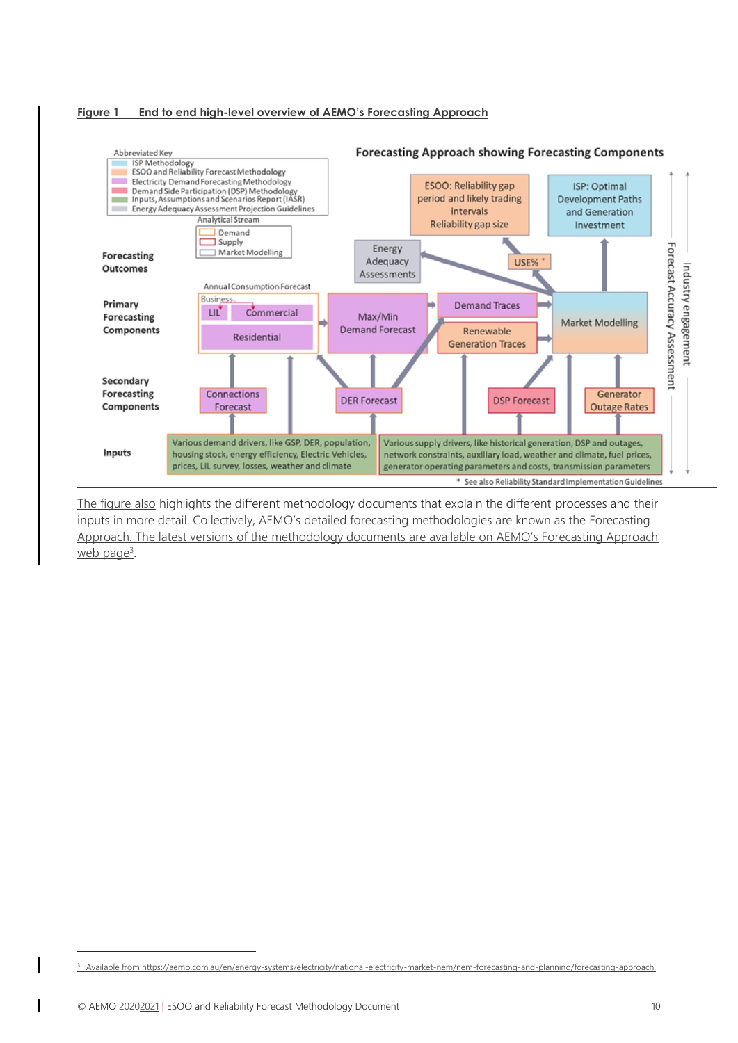**Figure 1 End to end high-level overview of AEMO's Forecasting Approach**

The figure also highlights the different methodology documents that explain the different processes and their inputs in more detail. Collectively, AEMO's detailed forecasting methodologies are known as the Forecasting Approach. The latest versions of the methodology documents are available on AEMO's Forecasting Approach web page[3].

[3] Available from https://aemo.com.au/en/energy-systems/electricity/national-electricity-market-nem/nem-forecasting-and-planning/forecasting-approach.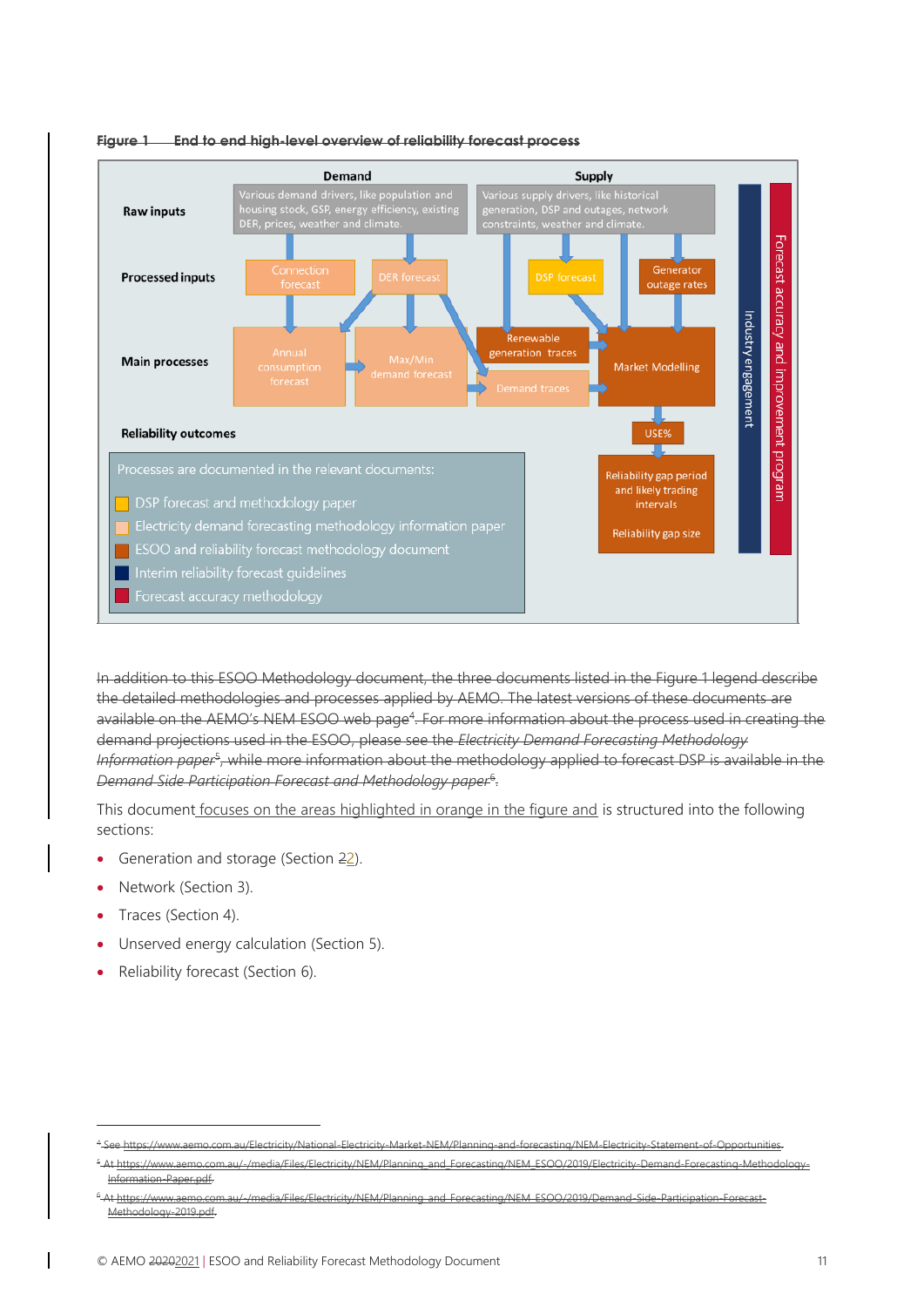~~Figure 1 End to end high-level overview of reliability forecast process~~

**Demand** | **Supply**

**Raw inputs**
- Various demand drivers, like population and housing stock, GSP, energy efficiency, existing DER, prices, weather and climate.
- Various supply drivers, like historical generation, DSP and outages, network constraints, weather and climate.

**Processed inputs**
- Connection forecast
- DER forecast
- DSP forecast
- Generator outage rates

**Main processes**
- Annual consumption forecast
- Max/Min demand forecast
- Renewable generation traces
- Demand traces
- Market Modelling

**Reliability outcomes**
- USE%
- Reliability gap period and likely trading intervals
- Reliability gap size

Industry engagement

Forecast accuracy and improvement program

Processes are documented in the relevant documents:
- DSP forecast and methodology paper
- Electricity demand forecasting methodology information paper
- ESOO and reliability forecast methodology document
- Interim reliability forecast guidelines
- Forecast accuracy methodology

~~In addition to this ESOO Methodology document, the three documents listed in the Figure 1 legend describe the detailed methodologies and processes applied by AEMO. The latest versions of these documents are available on the AEMO's NEM ESOO web page[4]. For more information about the process used in creating the demand projections used in the ESOO, please see the *Electricity Demand Forecasting Methodology Information paper*[5], while more information about the methodology applied to forecast DSP is available in the *Demand Side Participation Forecast and Methodology paper*[6].~~

This document focuses on the areas highlighted in orange in the figure and is structured into the following sections:

- Generation and storage (Section 22).
- Network (Section 3).
- Traces (Section 4).
- Unserved energy calculation (Section 5).
- Reliability forecast (Section 6).

---

~~[4] See https://www.aemo.com.au/Electricity/National-Electricity-Market-NEM/Planning-and-forecasting/NEM-Electricity-Statement-of-Opportunities.~~

~~[5] At https://www.aemo.com.au/-/media/Files/Electricity/NEM/Planning_and_Forecasting/NEM_ESOO/2019/Electricity-Demand-Forecasting-Methodology-Information-Paper.pdf.~~

~~[6] At https://www.aemo.com.au/-/media/Files/Electricity/NEM/Planning_and_Forecasting/NEM_ESOO/2019/Demand-Side-Participation-Forecast-Methodology-2019.pdf.~~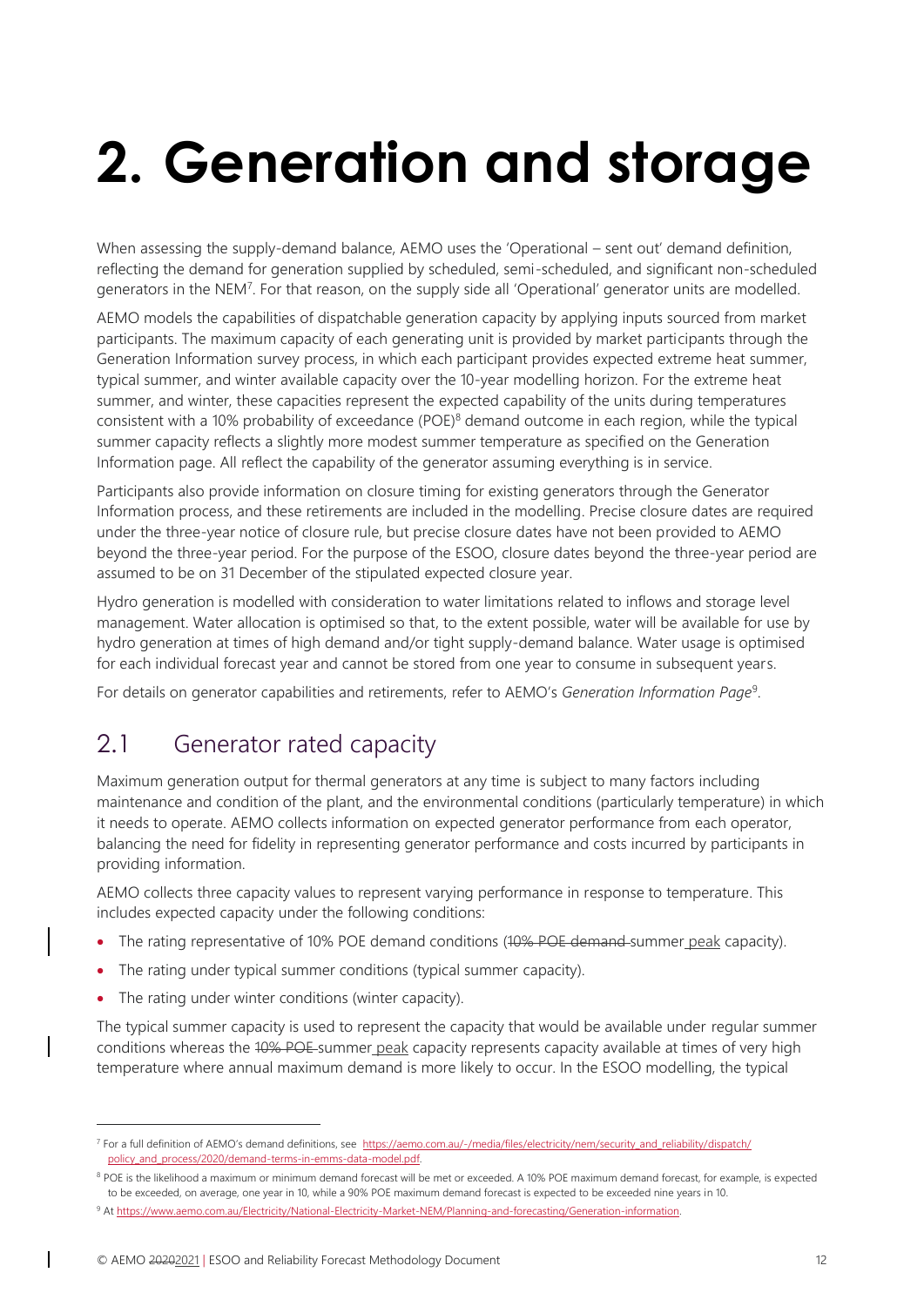# 2. Generation and storage

When assessing the supply-demand balance, AEMO uses the 'Operational – sent out' demand definition, reflecting the demand for generation supplied by scheduled, semi-scheduled, and significant non-scheduled generators in the NEM[7]. For that reason, on the supply side all 'Operational' generator units are modelled.

AEMO models the capabilities of dispatchable generation capacity by applying inputs sourced from market participants. The maximum capacity of each generating unit is provided by market participants through the Generation Information survey process, in which each participant provides expected extreme heat summer, typical summer, and winter available capacity over the 10-year modelling horizon. For the extreme heat summer, and winter, these capacities represent the expected capability of the units during temperatures consistent with a 10% probability of exceedance (POE)[8] demand outcome in each region, while the typical summer capacity reflects a slightly more modest summer temperature as specified on the Generation Information page. All reflect the capability of the generator assuming everything is in service.

Participants also provide information on closure timing for existing generators through the Generator Information process, and these retirements are included in the modelling. Precise closure dates are required under the three-year notice of closure rule, but precise closure dates have not been provided to AEMO beyond the three-year period. For the purpose of the ESOO, closure dates beyond the three-year period are assumed to be on 31 December of the stipulated expected closure year.

Hydro generation is modelled with consideration to water limitations related to inflows and storage level management. Water allocation is optimised so that, to the extent possible, water will be available for use by hydro generation at times of high demand and/or tight supply-demand balance. Water usage is optimised for each individual forecast year and cannot be stored from one year to consume in subsequent years.

For details on generator capabilities and retirements, refer to AEMO's *Generation Information Page*[9].

## 2.1 Generator rated capacity

Maximum generation output for thermal generators at any time is subject to many factors including maintenance and condition of the plant, and the environmental conditions (particularly temperature) in which it needs to operate. AEMO collects information on expected generator performance from each operator, balancing the need for fidelity in representing generator performance and costs incurred by participants in providing information.

AEMO collects three capacity values to represent varying performance in response to temperature. This includes expected capacity under the following conditions:

- The rating representative of 10% POE demand conditions (~~10% POE demand~~ summer peak capacity).
- The rating under typical summer conditions (typical summer capacity).
- The rating under winter conditions (winter capacity).

The typical summer capacity is used to represent the capacity that would be available under regular summer conditions whereas the ~~10% POE~~ summer peak capacity represents capacity available at times of very high temperature where annual maximum demand is more likely to occur. In the ESOO modelling, the typical

[7] For a full definition of AEMO's demand definitions, see https://aemo.com.au/-/media/files/electricity/nem/security_and_reliability/dispatch/policy_and_process/2020/demand-terms-in-emms-data-model.pdf.

[8] POE is the likelihood a maximum or minimum demand forecast will be met or exceeded. A 10% POE maximum demand forecast, for example, is expected to be exceeded, on average, one year in 10, while a 90% POE maximum demand forecast is expected to be exceeded nine years in 10.

[9] At https://www.aemo.com.au/Electricity/National-Electricity-Market-NEM/Planning-and-forecasting/Generation-information.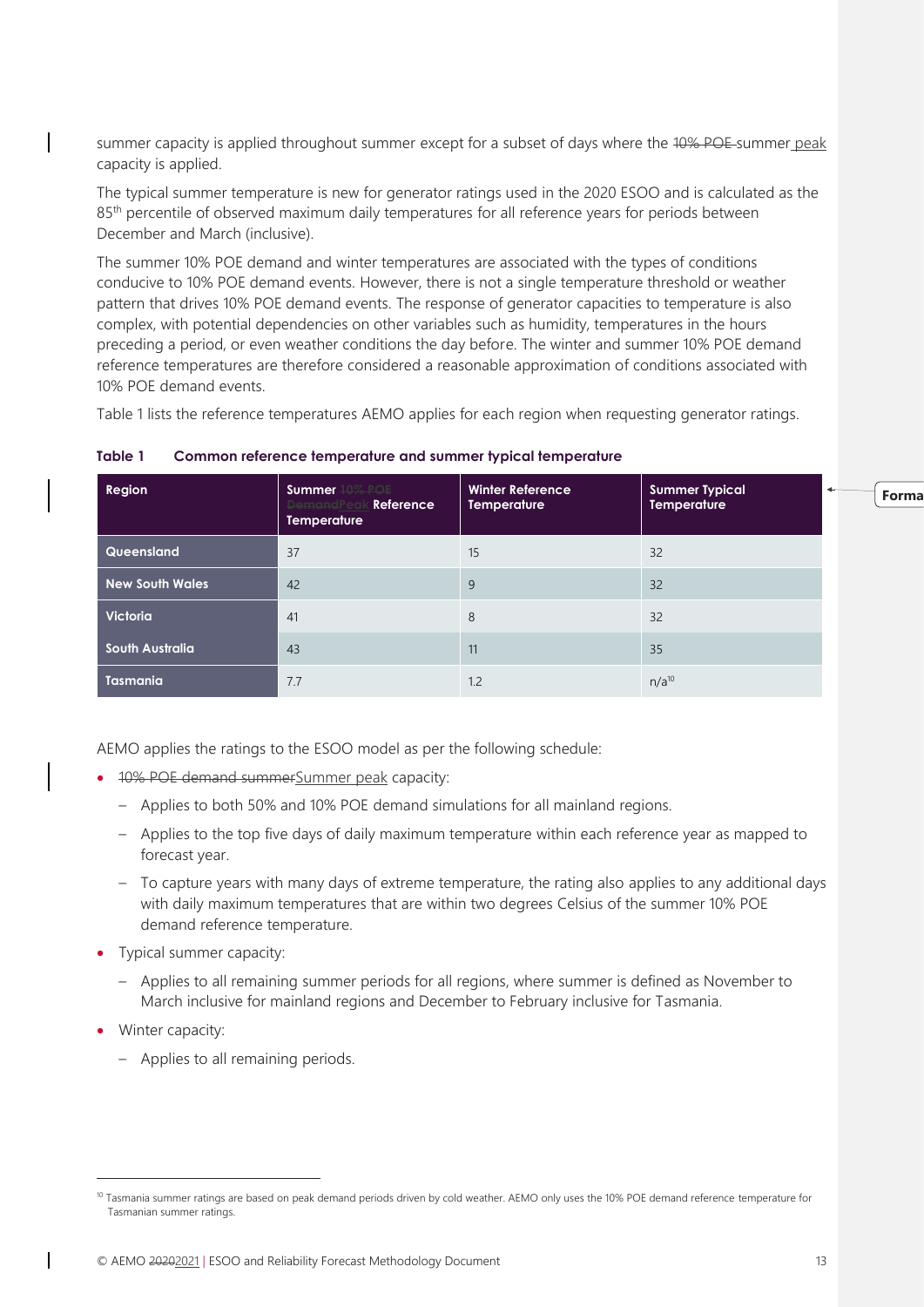summer capacity is applied throughout summer except for a subset of days where the ~~10% POE~~ summer peak capacity is applied.

The typical summer temperature is new for generator ratings used in the 2020 ESOO and is calculated as the 85th percentile of observed maximum daily temperatures for all reference years for periods between December and March (inclusive).

The summer 10% POE demand and winter temperatures are associated with the types of conditions conducive to 10% POE demand events. However, there is not a single temperature threshold or weather pattern that drives 10% POE demand events. The response of generator capacities to temperature is also complex, with potential dependencies on other variables such as humidity, temperatures in the hours preceding a period, or even weather conditions the day before. The winter and summer 10% POE demand reference temperatures are therefore considered a reasonable approximation of conditions associated with 10% POE demand events.

Table 1 lists the reference temperatures AEMO applies for each region when requesting generator ratings.

**Table 1 Common reference temperature and summer typical temperature**

| Region | Summer ~~10% POE Demand~~Peak Reference Temperature | Winter Reference Temperature | Summer Typical Temperature |
|---|---|---|---|
| Queensland | 37 | 15 | 32 |
| New South Wales | 42 | 9 | 32 |
| Victoria | 41 | 8 | 32 |
| South Australia | 43 | 11 | 35 |
| Tasmania | 7.7 | 1.2 | n/a[10] |

AEMO applies the ratings to the ESOO model as per the following schedule:

- ~~10% POE demand summer~~Summer peak capacity:
  - Applies to both 50% and 10% POE demand simulations for all mainland regions.
  - Applies to the top five days of daily maximum temperature within each reference year as mapped to forecast year.
  - To capture years with many days of extreme temperature, the rating also applies to any additional days with daily maximum temperatures that are within two degrees Celsius of the summer 10% POE demand reference temperature.
- Typical summer capacity:
  - Applies to all remaining summer periods for all regions, where summer is defined as November to March inclusive for mainland regions and December to February inclusive for Tasmania.
- Winter capacity:
  - Applies to all remaining periods.

[10] Tasmania summer ratings are based on peak demand periods driven by cold weather. AEMO only uses the 10% POE demand reference temperature for Tasmanian summer ratings.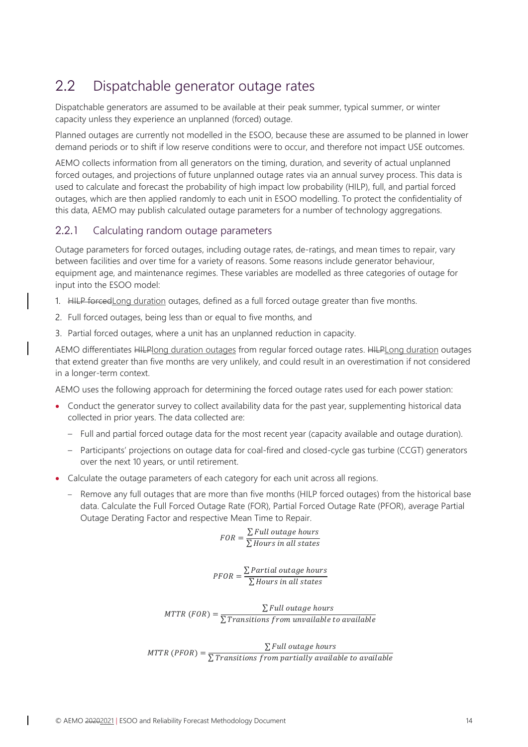## 2.2 Dispatchable generator outage rates

Dispatchable generators are assumed to be available at their peak summer, typical summer, or winter capacity unless they experience an unplanned (forced) outage.

Planned outages are currently not modelled in the ESOO, because these are assumed to be planned in lower demand periods or to shift if low reserve conditions were to occur, and therefore not impact USE outcomes.

AEMO collects information from all generators on the timing, duration, and severity of actual unplanned forced outages, and projections of future unplanned outage rates via an annual survey process. This data is used to calculate and forecast the probability of high impact low probability (HILP), full, and partial forced outages, which are then applied randomly to each unit in ESOO modelling. To protect the confidentiality of this data, AEMO may publish calculated outage parameters for a number of technology aggregations.

### 2.2.1 Calculating random outage parameters

Outage parameters for forced outages, including outage rates, de-ratings, and mean times to repair, vary between facilities and over time for a variety of reasons. Some reasons include generator behaviour, equipment age, and maintenance regimes. These variables are modelled as three categories of outage for input into the ESOO model:

1. ~~HILP forced~~Long duration outages, defined as a full forced outage greater than five months.
2. Full forced outages, being less than or equal to five months, and
3. Partial forced outages, where a unit has an unplanned reduction in capacity.

AEMO differentiates ~~HILP~~long duration outages from regular forced outage rates. ~~HILP~~Long duration outages that extend greater than five months are very unlikely, and could result in an overestimation if not considered in a longer-term context.

AEMO uses the following approach for determining the forced outage rates used for each power station:

- Conduct the generator survey to collect availability data for the past year, supplementing historical data collected in prior years. The data collected are:
  - Full and partial forced outage data for the most recent year (capacity available and outage duration).
  - Participants' projections on outage data for coal-fired and closed-cycle gas turbine (CCGT) generators over the next 10 years, or until retirement.
- Calculate the outage parameters of each category for each unit across all regions.
  - Remove any full outages that are more than five months (HILP forced outages) from the historical base data. Calculate the Full Forced Outage Rate (FOR), Partial Forced Outage Rate (PFOR), average Partial Outage Derating Factor and respective Mean Time to Repair.

$$FOR = \frac{\sum Full\ outage\ hours}{\sum Hours\ in\ all\ states}$$

$$PFOR = \frac{\sum Partial\ outage\ hours}{\sum Hours\ in\ all\ states}$$

$$MTTR\ (FOR) = \frac{\sum Full\ outage\ hours}{\sum Transitions\ from\ unvailable\ to\ available}$$

$$MTTR\ (PFOR) = \frac{\sum Full\ outage\ hours}{\sum Transitions\ from\ partially\ available\ to\ available}$$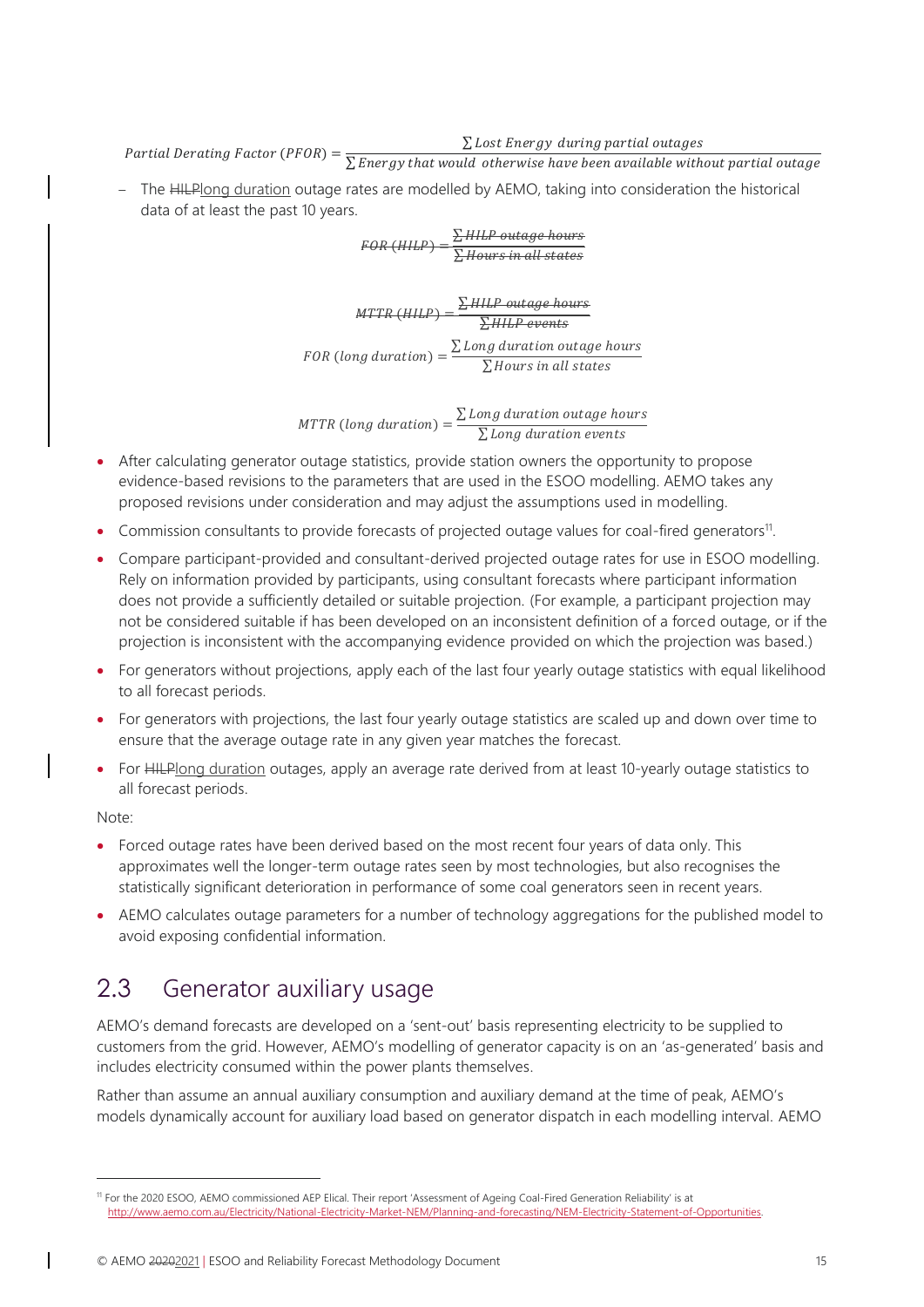$$Partial\ Derating\ Factor\ (PFOR) = \frac{\sum Lost\ Energy\ \ during\ partial\ outages}{\sum Energy\ that\ would\ \ otherwise\ have\ been\ available\ without\ partial\ outage}$$

- The ~~HILP~~long duration outage rates are modelled by AEMO, taking into consideration the historical data of at least the past 10 years.

$$\sout{FOR\ (HILP) = \frac{\sum HILP\ outage\ hours}{\sum Hours\ in\ all\ states}}$$

$$\sout{MTTR\ (HILP) = \frac{\sum HILP\ outage\ hours}{\sum HILP\ events}}$$

$$FOR\ (long\ duration) = \frac{\sum Long\ duration\ outage\ hours}{\sum Hours\ in\ all\ states}$$

$$MTTR\ (long\ duration) = \frac{\sum Long\ duration\ outage\ hours}{\sum Long\ duration\ events}$$

- After calculating generator outage statistics, provide station owners the opportunity to propose evidence-based revisions to the parameters that are used in the ESOO modelling. AEMO takes any proposed revisions under consideration and may adjust the assumptions used in modelling.
- Commission consultants to provide forecasts of projected outage values for coal-fired generators[11].
- Compare participant-provided and consultant-derived projected outage rates for use in ESOO modelling. Rely on information provided by participants, using consultant forecasts where participant information does not provide a sufficiently detailed or suitable projection. (For example, a participant projection may not be considered suitable if has been developed on an inconsistent definition of a forced outage, or if the projection is inconsistent with the accompanying evidence provided on which the projection was based.)
- For generators without projections, apply each of the last four yearly outage statistics with equal likelihood to all forecast periods.
- For generators with projections, the last four yearly outage statistics are scaled up and down over time to ensure that the average outage rate in any given year matches the forecast.
- For ~~HILP~~long duration outages, apply an average rate derived from at least 10-yearly outage statistics to all forecast periods.

Note:

- Forced outage rates have been derived based on the most recent four years of data only. This approximates well the longer-term outage rates seen by most technologies, but also recognises the statistically significant deterioration in performance of some coal generators seen in recent years.
- AEMO calculates outage parameters for a number of technology aggregations for the published model to avoid exposing confidential information.

## 2.3 Generator auxiliary usage

AEMO's demand forecasts are developed on a 'sent-out' basis representing electricity to be supplied to customers from the grid. However, AEMO's modelling of generator capacity is on an 'as-generated' basis and includes electricity consumed within the power plants themselves.

Rather than assume an annual auxiliary consumption and auxiliary demand at the time of peak, AEMO's models dynamically account for auxiliary load based on generator dispatch in each modelling interval. AEMO

---

[11] For the 2020 ESOO, AEMO commissioned AEP Elical. Their report 'Assessment of Ageing Coal-Fired Generation Reliability' is at http://www.aemo.com.au/Electricity/National-Electricity-Market-NEM/Planning-and-forecasting/NEM-Electricity-Statement-of-Opportunities.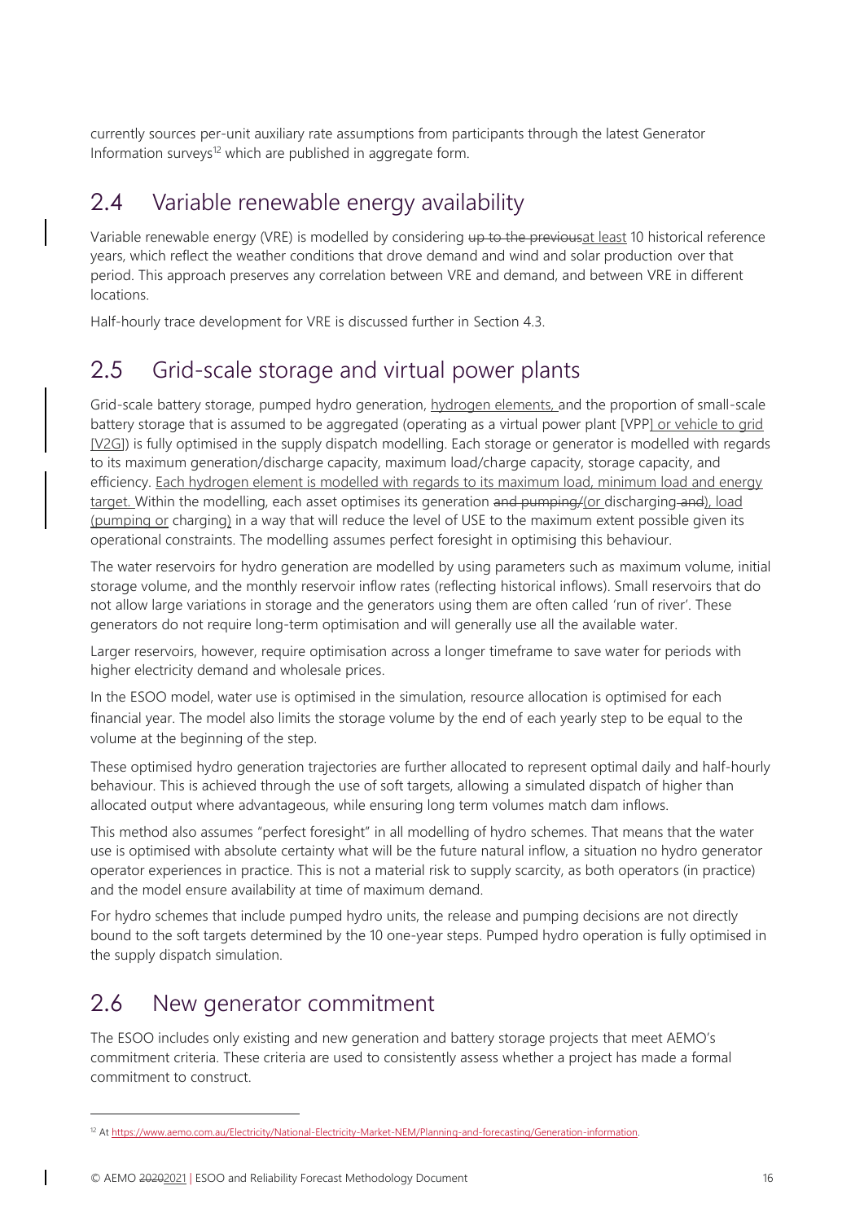currently sources per-unit auxiliary rate assumptions from participants through the latest Generator Information surveys[12] which are published in aggregate form.

## 2.4 Variable renewable energy availability

Variable renewable energy (VRE) is modelled by considering ~~up to the previous~~at least 10 historical reference years, which reflect the weather conditions that drove demand and wind and solar production over that period. This approach preserves any correlation between VRE and demand, and between VRE in different locations.

Half-hourly trace development for VRE is discussed further in Section 4.3.

## 2.5 Grid-scale storage and virtual power plants

Grid-scale battery storage, pumped hydro generation, hydrogen elements, and the proportion of small-scale battery storage that is assumed to be aggregated (operating as a virtual power plant [VPP] or vehicle to grid [V2G]) is fully optimised in the supply dispatch modelling. Each storage or generator is modelled with regards to its maximum generation/discharge capacity, maximum load/charge capacity, storage capacity, and efficiency. Each hydrogen element is modelled with regards to its maximum load, minimum load and energy target. Within the modelling, each asset optimises its generation ~~and pumping/~~(or discharging~~ and~~), load (pumping or charging) in a way that will reduce the level of USE to the maximum extent possible given its operational constraints. The modelling assumes perfect foresight in optimising this behaviour.

The water reservoirs for hydro generation are modelled by using parameters such as maximum volume, initial storage volume, and the monthly reservoir inflow rates (reflecting historical inflows). Small reservoirs that do not allow large variations in storage and the generators using them are often called 'run of river'. These generators do not require long-term optimisation and will generally use all the available water.

Larger reservoirs, however, require optimisation across a longer timeframe to save water for periods with higher electricity demand and wholesale prices.

In the ESOO model, water use is optimised in the simulation, resource allocation is optimised for each financial year. The model also limits the storage volume by the end of each yearly step to be equal to the volume at the beginning of the step.

These optimised hydro generation trajectories are further allocated to represent optimal daily and half-hourly behaviour. This is achieved through the use of soft targets, allowing a simulated dispatch of higher than allocated output where advantageous, while ensuring long term volumes match dam inflows.

This method also assumes "perfect foresight" in all modelling of hydro schemes. That means that the water use is optimised with absolute certainty what will be the future natural inflow, a situation no hydro generator operator experiences in practice. This is not a material risk to supply scarcity, as both operators (in practice) and the model ensure availability at time of maximum demand.

For hydro schemes that include pumped hydro units, the release and pumping decisions are not directly bound to the soft targets determined by the 10 one-year steps. Pumped hydro operation is fully optimised in the supply dispatch simulation.

## 2.6 New generator commitment

The ESOO includes only existing and new generation and battery storage projects that meet AEMO's commitment criteria. These criteria are used to consistently assess whether a project has made a formal commitment to construct.

---

[12] At https://www.aemo.com.au/Electricity/National-Electricity-Market-NEM/Planning-and-forecasting/Generation-information.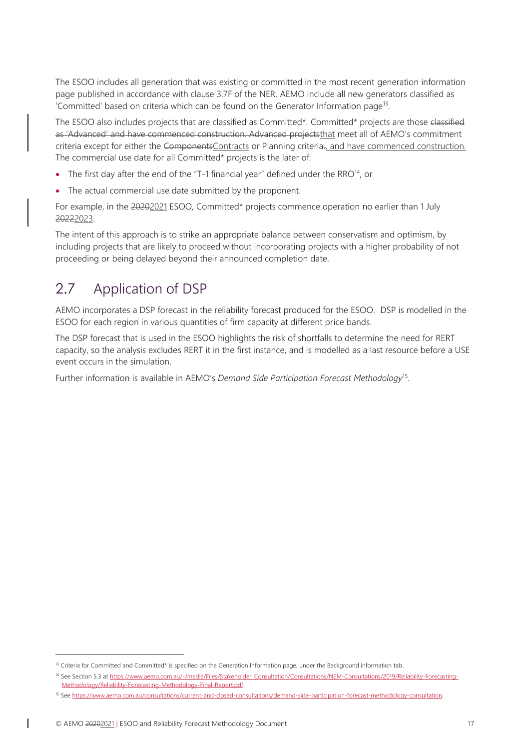The ESOO includes all generation that was existing or committed in the most recent generation information page published in accordance with clause 3.7F of the NER. AEMO include all new generators classified as 'Committed' based on criteria which can be found on the Generator Information page[13].

The ESOO also includes projects that are classified as Committed*. Committed* projects are those ~~classified as 'Advanced' and have commenced construction. Advanced projects~~that meet all of AEMO's commitment criteria except for either the ~~Components~~Contracts or Planning criteria~~.~~, and have commenced construction. The commercial use date for all Committed* projects is the later of:

- The first day after the end of the "T-1 financial year" defined under the RRO[14], or
- The actual commercial use date submitted by the proponent.

For example, in the ~~2020~~2021 ESOO, Committed* projects commence operation no earlier than 1 July ~~2022~~2023.

The intent of this approach is to strike an appropriate balance between conservatism and optimism, by including projects that are likely to proceed without incorporating projects with a higher probability of not proceeding or being delayed beyond their announced completion date.

## 2.7 Application of DSP

AEMO incorporates a DSP forecast in the reliability forecast produced for the ESOO. DSP is modelled in the ESOO for each region in various quantities of firm capacity at different price bands.

The DSP forecast that is used in the ESOO highlights the risk of shortfalls to determine the need for RERT capacity, so the analysis excludes RERT it in the first instance, and is modelled as a last resource before a USE event occurs in the simulation.

Further information is available in AEMO's *Demand Side Participation Forecast Methodology*[15].

---

[13] Criteria for Committed and Committed* is specified on the Generation Information page, under the Background information tab.

[14] See Section 5.3 at https://www.aemo.com.au/-/media/Files/Stakeholder_Consultation/Consultations/NEM-Consultations/2019/Reliability-Forecasting-Methodology/Reliability-Forecasting-Methodology-Final-Report.pdf.

[15] See https://www.aemo.com.au/consultations/current-and-closed-consultations/demand-side-participation-forecast-methodology-consultation.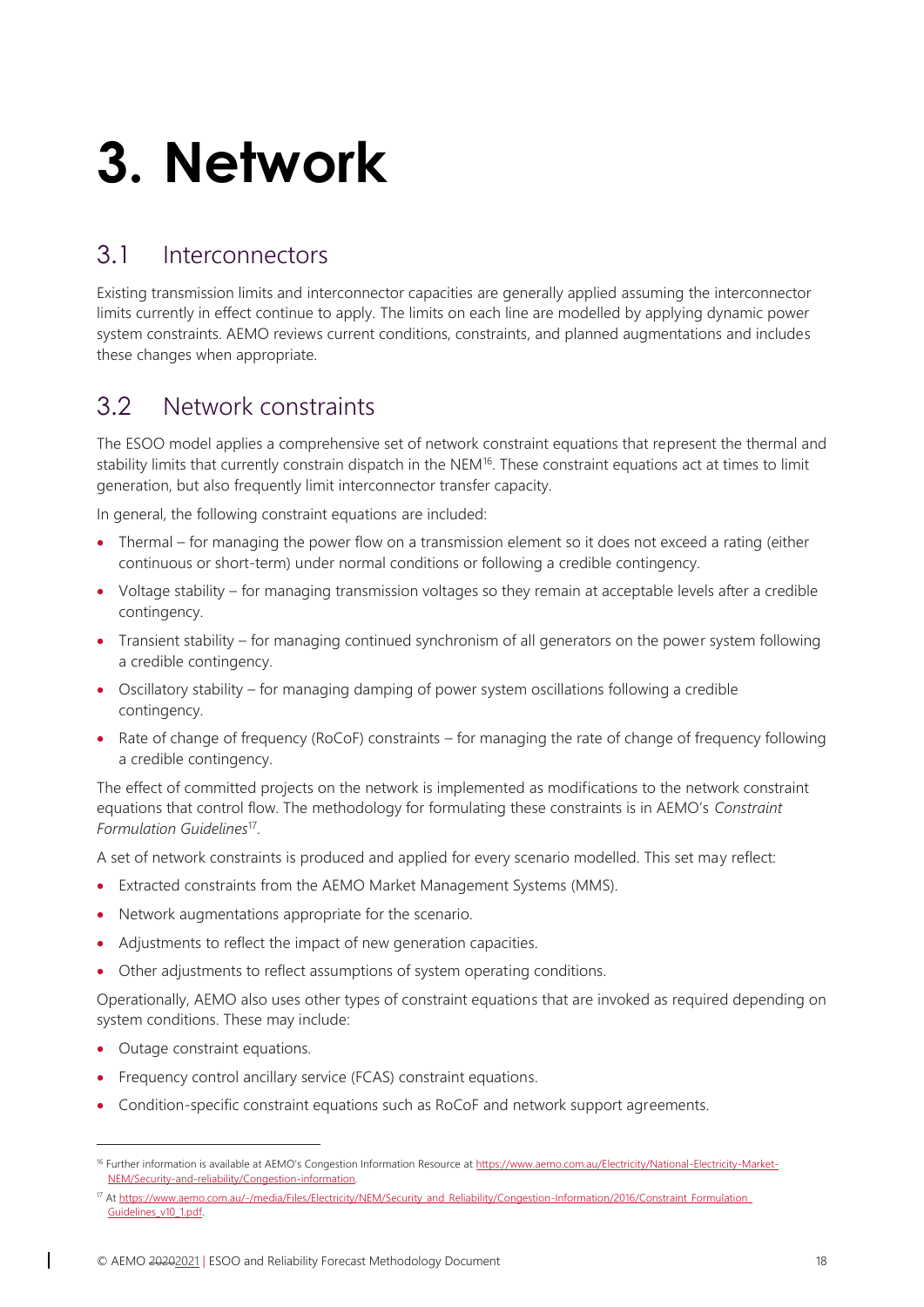# 3. Network

## 3.1 Interconnectors

Existing transmission limits and interconnector capacities are generally applied assuming the interconnector limits currently in effect continue to apply. The limits on each line are modelled by applying dynamic power system constraints. AEMO reviews current conditions, constraints, and planned augmentations and includes these changes when appropriate.

## 3.2 Network constraints

The ESOO model applies a comprehensive set of network constraint equations that represent the thermal and stability limits that currently constrain dispatch in the NEM[16]. These constraint equations act at times to limit generation, but also frequently limit interconnector transfer capacity.

In general, the following constraint equations are included:

- Thermal – for managing the power flow on a transmission element so it does not exceed a rating (either continuous or short-term) under normal conditions or following a credible contingency.
- Voltage stability – for managing transmission voltages so they remain at acceptable levels after a credible contingency.
- Transient stability – for managing continued synchronism of all generators on the power system following a credible contingency.
- Oscillatory stability – for managing damping of power system oscillations following a credible contingency.
- Rate of change of frequency (RoCoF) constraints – for managing the rate of change of frequency following a credible contingency.

The effect of committed projects on the network is implemented as modifications to the network constraint equations that control flow. The methodology for formulating these constraints is in AEMO's *Constraint Formulation Guidelines*[17].

A set of network constraints is produced and applied for every scenario modelled. This set may reflect:

- Extracted constraints from the AEMO Market Management Systems (MMS).
- Network augmentations appropriate for the scenario.
- Adjustments to reflect the impact of new generation capacities.
- Other adjustments to reflect assumptions of system operating conditions.

Operationally, AEMO also uses other types of constraint equations that are invoked as required depending on system conditions. These may include:

- Outage constraint equations.
- Frequency control ancillary service (FCAS) constraint equations.
- Condition-specific constraint equations such as RoCoF and network support agreements.

---

[16] Further information is available at AEMO's Congestion Information Resource at https://www.aemo.com.au/Electricity/National-Electricity-Market-NEM/Security-and-reliability/Congestion-information.

[17] At https://www.aemo.com.au/-/media/Files/Electricity/NEM/Security_and_Reliability/Congestion-Information/2016/Constraint_Formulation_Guidelines_v10_1.pdf.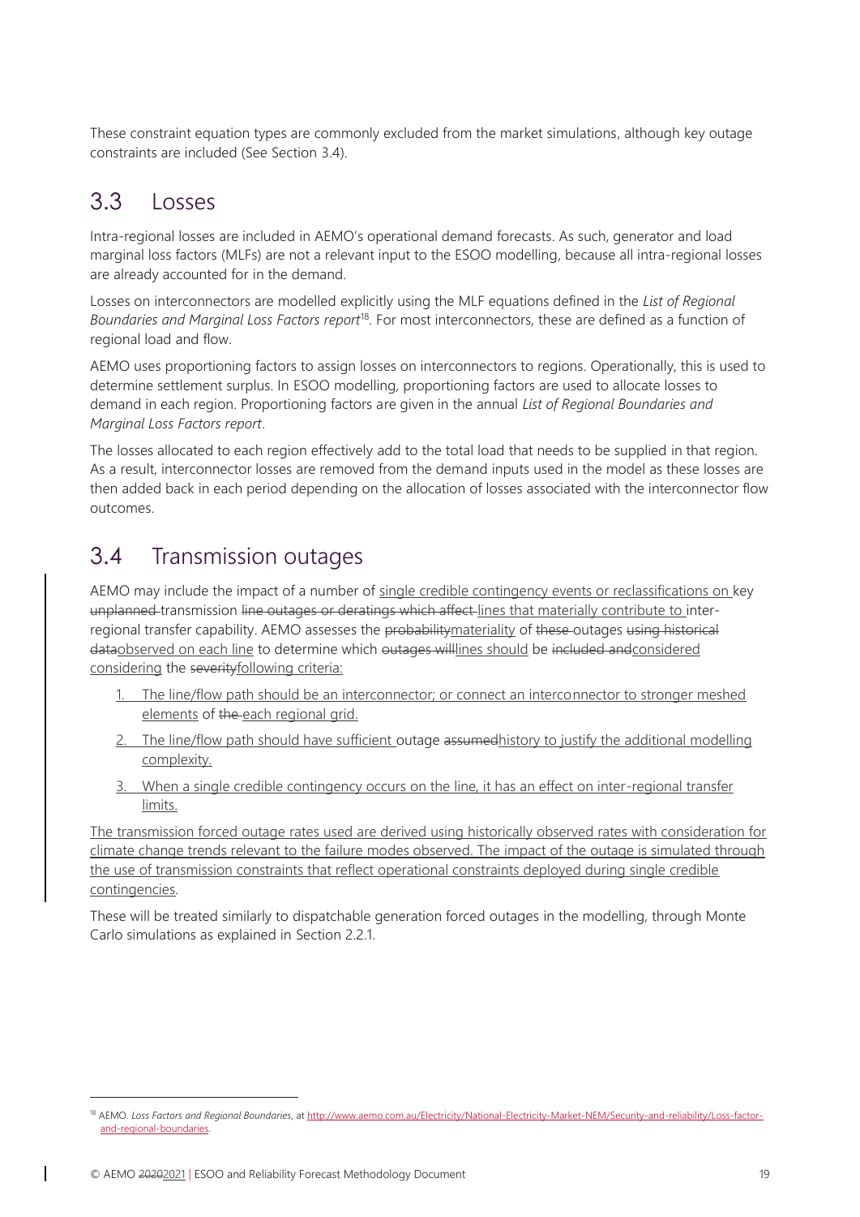These constraint equation types are commonly excluded from the market simulations, although key outage constraints are included (See Section 3.4).

## 3.3 Losses

Intra-regional losses are included in AEMO's operational demand forecasts. As such, generator and load marginal loss factors (MLFs) are not a relevant input to the ESOO modelling, because all intra-regional losses are already accounted for in the demand.

Losses on interconnectors are modelled explicitly using the MLF equations defined in the *List of Regional Boundaries and Marginal Loss Factors report*[18]. For most interconnectors, these are defined as a function of regional load and flow.

AEMO uses proportioning factors to assign losses on interconnectors to regions. Operationally, this is used to determine settlement surplus. In ESOO modelling, proportioning factors are used to allocate losses to demand in each region. Proportioning factors are given in the annual *List of Regional Boundaries and Marginal Loss Factors report*.

The losses allocated to each region effectively add to the total load that needs to be supplied in that region. As a result, interconnector losses are removed from the demand inputs used in the model as these losses are then added back in each period depending on the allocation of losses associated with the interconnector flow outcomes.

## 3.4 Transmission outages

AEMO may include the impact of a number of single credible contingency events or reclassifications on key ~~unplanned~~ transmission ~~line outages or deratings which affect~~ lines that materially contribute to inter-regional transfer capability. AEMO assesses the ~~probability~~materiality of ~~these~~ outages ~~using historical data~~observed on each line to determine which ~~outages will~~lines should be ~~included and~~considered considering the ~~severity~~following criteria:

1. The line/flow path should be an interconnector; or connect an interconnector to stronger meshed elements of ~~the~~ each regional grid.
2. The line/flow path should have sufficient outage ~~assumed~~history to justify the additional modelling complexity.
3. When a single credible contingency occurs on the line, it has an effect on inter-regional transfer limits.

The transmission forced outage rates used are derived using historically observed rates with consideration for climate change trends relevant to the failure modes observed. The impact of the outage is simulated through the use of transmission constraints that reflect operational constraints deployed during single credible contingencies.

These will be treated similarly to dispatchable generation forced outages in the modelling, through Monte Carlo simulations as explained in Section 2.2.1.

---

[18] AEMO. *Loss Factors and Regional Boundaries*, at http://www.aemo.com.au/Electricity/National-Electricity-Market-NEM/Security-and-reliability/Loss-factor-and-regional-boundaries.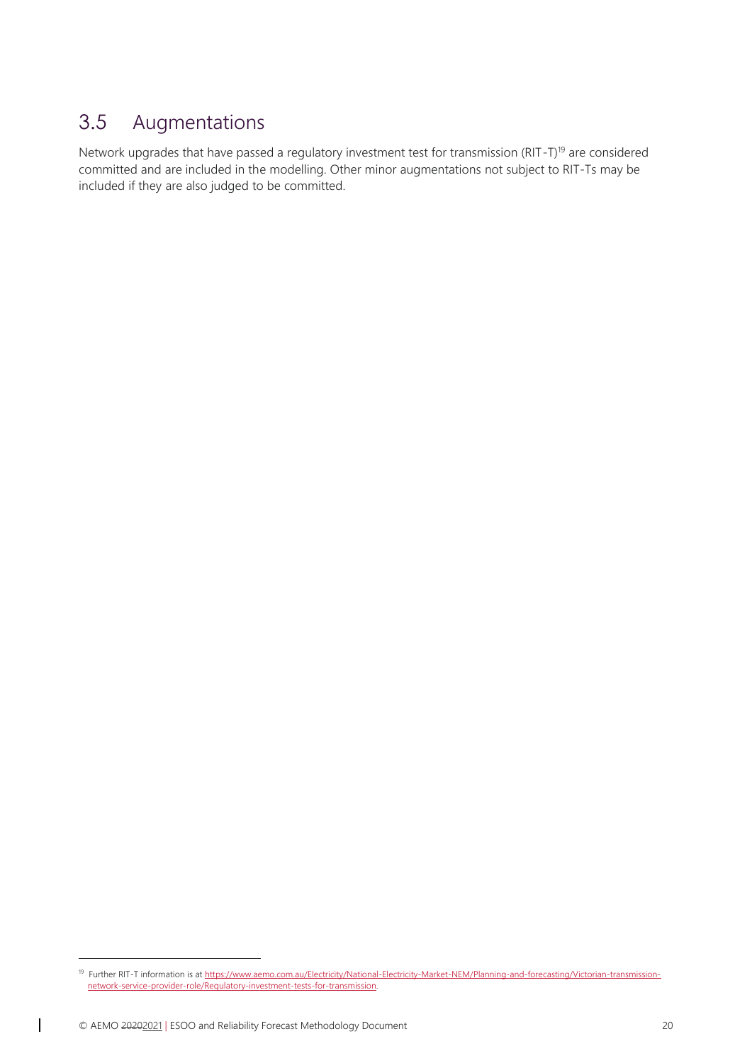## 3.5 Augmentations

Network upgrades that have passed a regulatory investment test for transmission (RIT-T)[19] are considered committed and are included in the modelling. Other minor augmentations not subject to RIT-Ts may be included if they are also judged to be committed.

[19] Further RIT-T information is at https://www.aemo.com.au/Electricity/National-Electricity-Market-NEM/Planning-and-forecasting/Victorian-transmission-network-service-provider-role/Regulatory-investment-tests-for-transmission.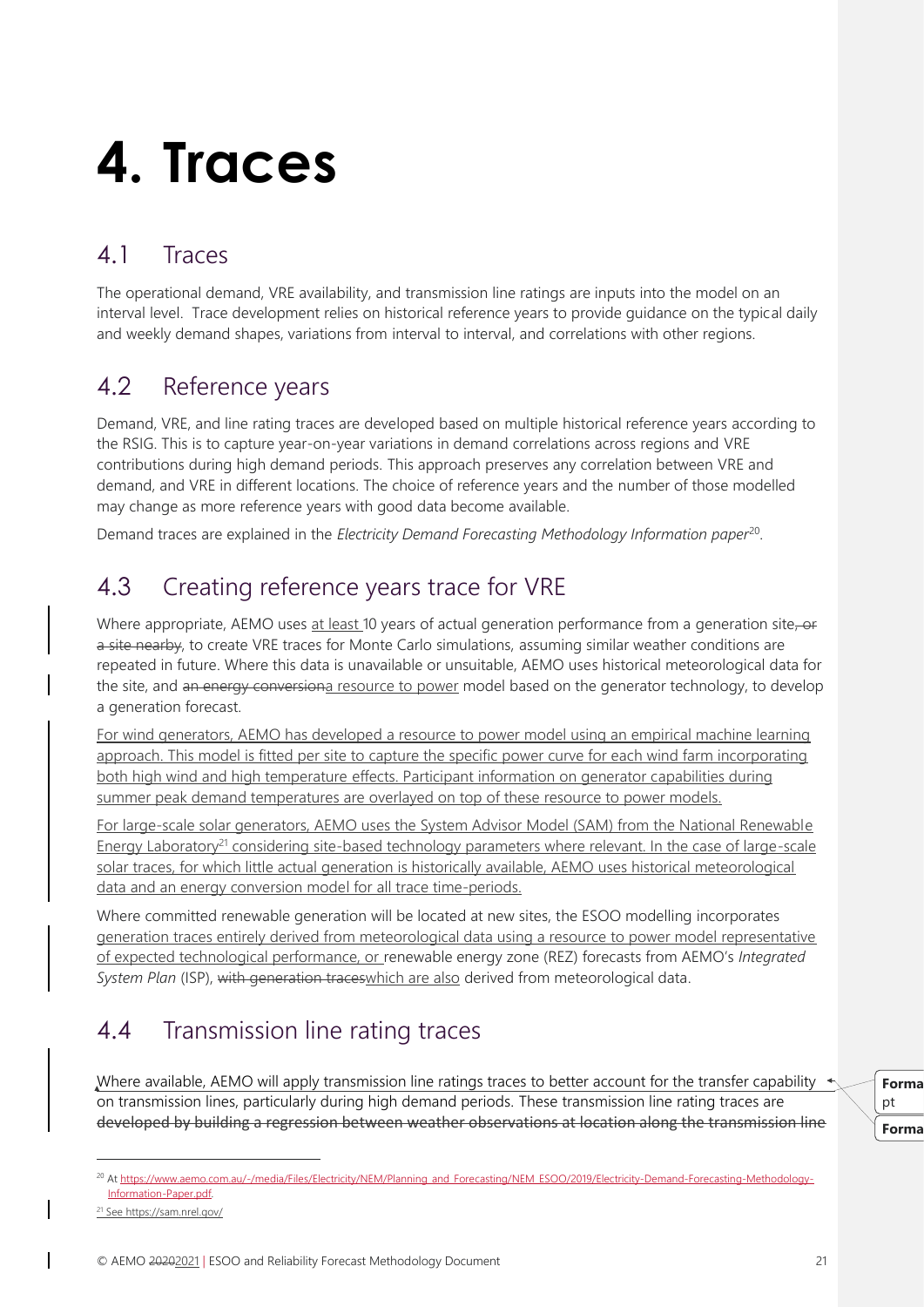# 4. Traces

## 4.1 Traces

The operational demand, VRE availability, and transmission line ratings are inputs into the model on an interval level. Trace development relies on historical reference years to provide guidance on the typical daily and weekly demand shapes, variations from interval to interval, and correlations with other regions.

## 4.2 Reference years

Demand, VRE, and line rating traces are developed based on multiple historical reference years according to the RSIG. This is to capture year-on-year variations in demand correlations across regions and VRE contributions during high demand periods. This approach preserves any correlation between VRE and demand, and VRE in different locations. The choice of reference years and the number of those modelled may change as more reference years with good data become available.

Demand traces are explained in the *Electricity Demand Forecasting Methodology Information paper*[20].

## 4.3 Creating reference years trace for VRE

Where appropriate, AEMO uses at least 10 years of actual generation performance from a generation site~~, or a site nearby~~, to create VRE traces for Monte Carlo simulations, assuming similar weather conditions are repeated in future. Where this data is unavailable or unsuitable, AEMO uses historical meteorological data for the site, and ~~an energy conversion~~a resource to power model based on the generator technology, to develop a generation forecast.

For wind generators, AEMO has developed a resource to power model using an empirical machine learning approach. This model is fitted per site to capture the specific power curve for each wind farm incorporating both high wind and high temperature effects. Participant information on generator capabilities during summer peak demand temperatures are overlayed on top of these resource to power models.

For large-scale solar generators, AEMO uses the System Advisor Model (SAM) from the National Renewable Energy Laboratory[21] considering site-based technology parameters where relevant. In the case of large-scale solar traces, for which little actual generation is historically available, AEMO uses historical meteorological data and an energy conversion model for all trace time-periods.

Where committed renewable generation will be located at new sites, the ESOO modelling incorporates generation traces entirely derived from meteorological data using a resource to power model representative of expected technological performance, or renewable energy zone (REZ) forecasts from AEMO's *Integrated System Plan* (ISP), ~~with generation traces~~which are also derived from meteorological data.

## 4.4 Transmission line rating traces

Where available, AEMO will apply transmission line ratings traces to better account for the transfer capability on transmission lines, particularly during high demand periods. These transmission line rating traces are ~~developed by building a regression between weather observations at location along the transmission line~~

---

[20] At https://www.aemo.com.au/-/media/Files/Electricity/NEM/Planning_and_Forecasting/NEM_ESOO/2019/Electricity-Demand-Forecasting-Methodology-Information-Paper.pdf.

[21] See https://sam.nrel.gov/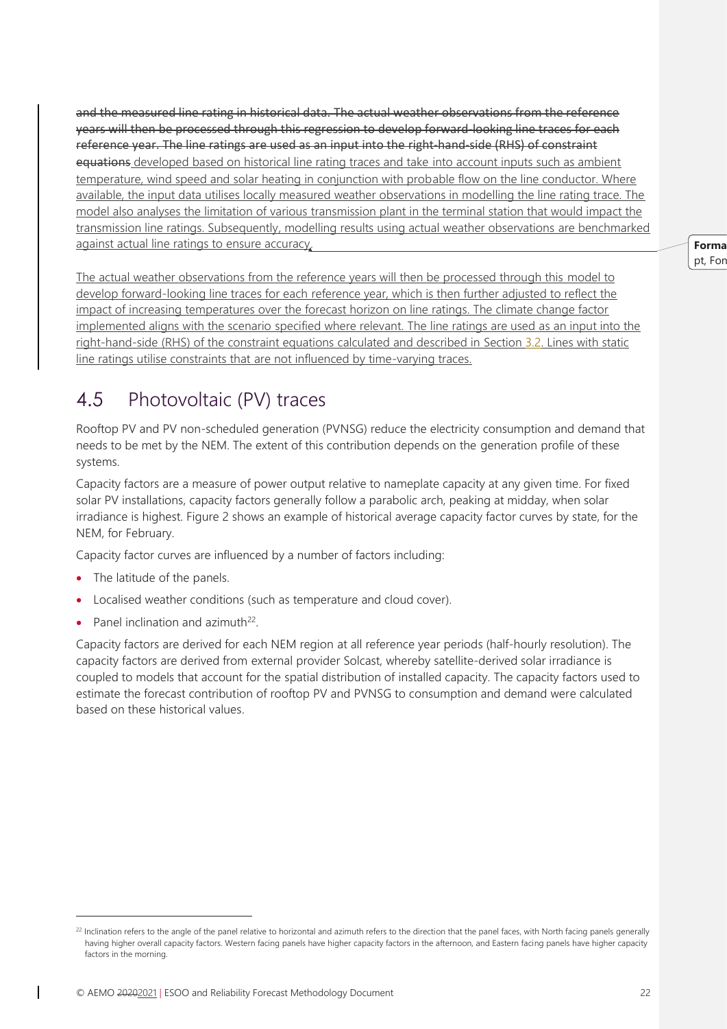~~and the measured line rating in historical data. The actual weather observations from the reference years will then be processed through this regression to develop forward-looking line traces for each reference year. The line ratings are used as an input into the right-hand-side (RHS) of constraint equations~~ developed based on historical line rating traces and take into account inputs such as ambient temperature, wind speed and solar heating in conjunction with probable flow on the line conductor. Where available, the input data utilises locally measured weather observations in modelling the line rating trace. The model also analyses the limitation of various transmission plant in the terminal station that would impact the transmission line ratings. Subsequently, modelling results using actual weather observations are benchmarked against actual line ratings to ensure accuracy.

The actual weather observations from the reference years will then be processed through this model to develop forward-looking line traces for each reference year, which is then further adjusted to reflect the impact of increasing temperatures over the forecast horizon on line ratings. The climate change factor implemented aligns with the scenario specified where relevant. The line ratings are used as an input into the right-hand-side (RHS) of the constraint equations calculated and described in Section 3.2. Lines with static line ratings utilise constraints that are not influenced by time-varying traces.

## 4.5 Photovoltaic (PV) traces

Rooftop PV and PV non-scheduled generation (PVNSG) reduce the electricity consumption and demand that needs to be met by the NEM. The extent of this contribution depends on the generation profile of these systems.

Capacity factors are a measure of power output relative to nameplate capacity at any given time. For fixed solar PV installations, capacity factors generally follow a parabolic arch, peaking at midday, when solar irradiance is highest. Figure 2 shows an example of historical average capacity factor curves by state, for the NEM, for February.

Capacity factor curves are influenced by a number of factors including:

- The latitude of the panels.
- Localised weather conditions (such as temperature and cloud cover).
- Panel inclination and azimuth[22].

Capacity factors are derived for each NEM region at all reference year periods (half-hourly resolution). The capacity factors are derived from external provider Solcast, whereby satellite-derived solar irradiance is coupled to models that account for the spatial distribution of installed capacity. The capacity factors used to estimate the forecast contribution of rooftop PV and PVNSG to consumption and demand were calculated based on these historical values.

[22] Inclination refers to the angle of the panel relative to horizontal and azimuth refers to the direction that the panel faces, with North facing panels generally having higher overall capacity factors. Western facing panels have higher capacity factors in the afternoon, and Eastern facing panels have higher capacity factors in the morning.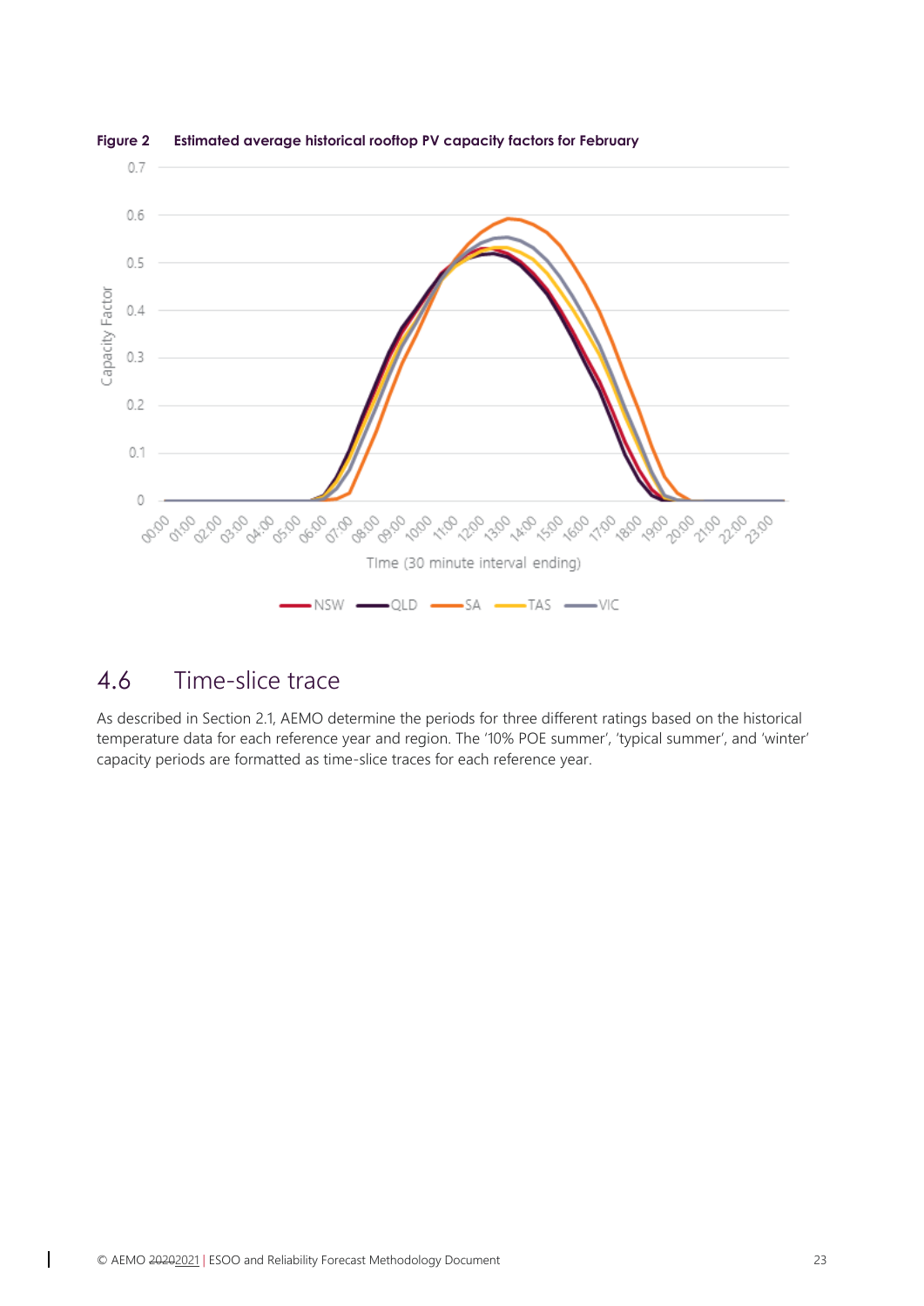**Figure 2 Estimated average historical rooftop PV capacity factors for February**

## 4.6 Time-slice trace

As described in Section 2.1, AEMO determine the periods for three different ratings based on the historical temperature data for each reference year and region. The '10% POE summer', 'typical summer', and 'winter' capacity periods are formatted as time-slice traces for each reference year.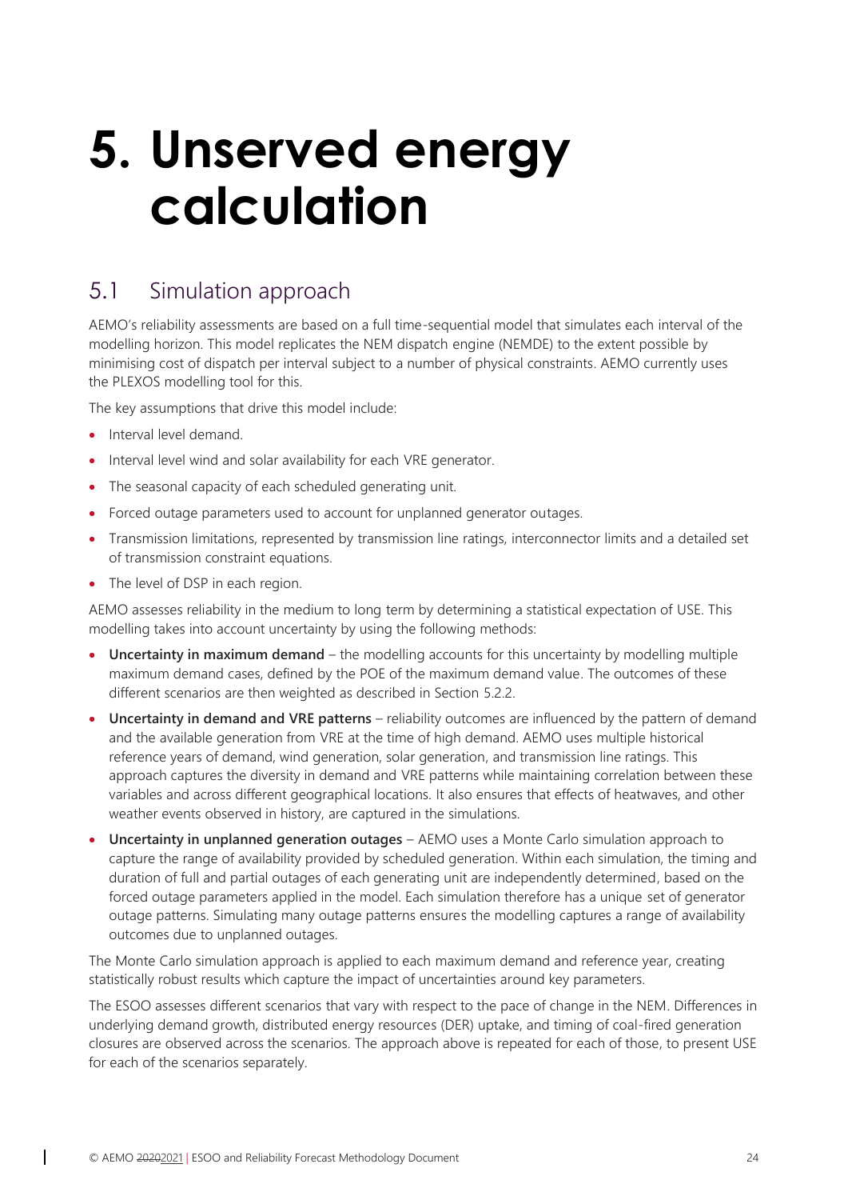# 5. Unserved energy calculation

## 5.1 Simulation approach

AEMO's reliability assessments are based on a full time-sequential model that simulates each interval of the modelling horizon. This model replicates the NEM dispatch engine (NEMDE) to the extent possible by minimising cost of dispatch per interval subject to a number of physical constraints. AEMO currently uses the PLEXOS modelling tool for this.

The key assumptions that drive this model include:

- Interval level demand.
- Interval level wind and solar availability for each VRE generator.
- The seasonal capacity of each scheduled generating unit.
- Forced outage parameters used to account for unplanned generator outages.
- Transmission limitations, represented by transmission line ratings, interconnector limits and a detailed set of transmission constraint equations.
- The level of DSP in each region.

AEMO assesses reliability in the medium to long term by determining a statistical expectation of USE. This modelling takes into account uncertainty by using the following methods:

- **Uncertainty in maximum demand** – the modelling accounts for this uncertainty by modelling multiple maximum demand cases, defined by the POE of the maximum demand value. The outcomes of these different scenarios are then weighted as described in Section 5.2.2.
- **Uncertainty in demand and VRE patterns** – reliability outcomes are influenced by the pattern of demand and the available generation from VRE at the time of high demand. AEMO uses multiple historical reference years of demand, wind generation, solar generation, and transmission line ratings. This approach captures the diversity in demand and VRE patterns while maintaining correlation between these variables and across different geographical locations. It also ensures that effects of heatwaves, and other weather events observed in history, are captured in the simulations.
- **Uncertainty in unplanned generation outages** – AEMO uses a Monte Carlo simulation approach to capture the range of availability provided by scheduled generation. Within each simulation, the timing and duration of full and partial outages of each generating unit are independently determined, based on the forced outage parameters applied in the model. Each simulation therefore has a unique set of generator outage patterns. Simulating many outage patterns ensures the modelling captures a range of availability outcomes due to unplanned outages.

The Monte Carlo simulation approach is applied to each maximum demand and reference year, creating statistically robust results which capture the impact of uncertainties around key parameters.

The ESOO assesses different scenarios that vary with respect to the pace of change in the NEM. Differences in underlying demand growth, distributed energy resources (DER) uptake, and timing of coal-fired generation closures are observed across the scenarios. The approach above is repeated for each of those, to present USE for each of the scenarios separately.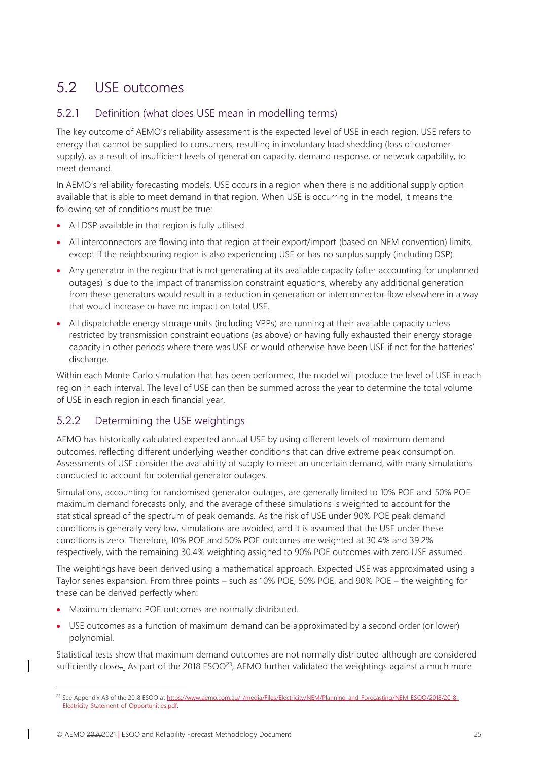## 5.2 USE outcomes

### 5.2.1 Definition (what does USE mean in modelling terms)

The key outcome of AEMO's reliability assessment is the expected level of USE in each region. USE refers to energy that cannot be supplied to consumers, resulting in involuntary load shedding (loss of customer supply), as a result of insufficient levels of generation capacity, demand response, or network capability, to meet demand.

In AEMO's reliability forecasting models, USE occurs in a region when there is no additional supply option available that is able to meet demand in that region. When USE is occurring in the model, it means the following set of conditions must be true:

- All DSP available in that region is fully utilised.
- All interconnectors are flowing into that region at their export/import (based on NEM convention) limits, except if the neighbouring region is also experiencing USE or has no surplus supply (including DSP).
- Any generator in the region that is not generating at its available capacity (after accounting for unplanned outages) is due to the impact of transmission constraint equations, whereby any additional generation from these generators would result in a reduction in generation or interconnector flow elsewhere in a way that would increase or have no impact on total USE.
- All dispatchable energy storage units (including VPPs) are running at their available capacity unless restricted by transmission constraint equations (as above) or having fully exhausted their energy storage capacity in other periods where there was USE or would otherwise have been USE if not for the batteries' discharge.

Within each Monte Carlo simulation that has been performed, the model will produce the level of USE in each region in each interval. The level of USE can then be summed across the year to determine the total volume of USE in each region in each financial year.

### 5.2.2 Determining the USE weightings

AEMO has historically calculated expected annual USE by using different levels of maximum demand outcomes, reflecting different underlying weather conditions that can drive extreme peak consumption. Assessments of USE consider the availability of supply to meet an uncertain demand, with many simulations conducted to account for potential generator outages.

Simulations, accounting for randomised generator outages, are generally limited to 10% POE and 50% POE maximum demand forecasts only, and the average of these simulations is weighted to account for the statistical spread of the spectrum of peak demands. As the risk of USE under 90% POE peak demand conditions is generally very low, simulations are avoided, and it is assumed that the USE under these conditions is zero. Therefore, 10% POE and 50% POE outcomes are weighted at 30.4% and 39.2% respectively, with the remaining 30.4% weighting assigned to 90% POE outcomes with zero USE assumed.

The weightings have been derived using a mathematical approach. Expected USE was approximated using a Taylor series expansion. From three points – such as 10% POE, 50% POE, and 90% POE – the weighting for these can be derived perfectly when:

- Maximum demand POE outcomes are normally distributed.
- USE outcomes as a function of maximum demand can be approximated by a second order (or lower) polynomial.

Statistical tests show that maximum demand outcomes are not normally distributed although are considered sufficiently close.. As part of the 2018 ESOO[23], AEMO further validated the weightings against a much more

[23] See Appendix A3 of the 2018 ESOO at https://www.aemo.com.au/-/media/Files/Electricity/NEM/Planning_and_Forecasting/NEM_ESOO/2018/2018-Electricity-Statement-of-Opportunities.pdf.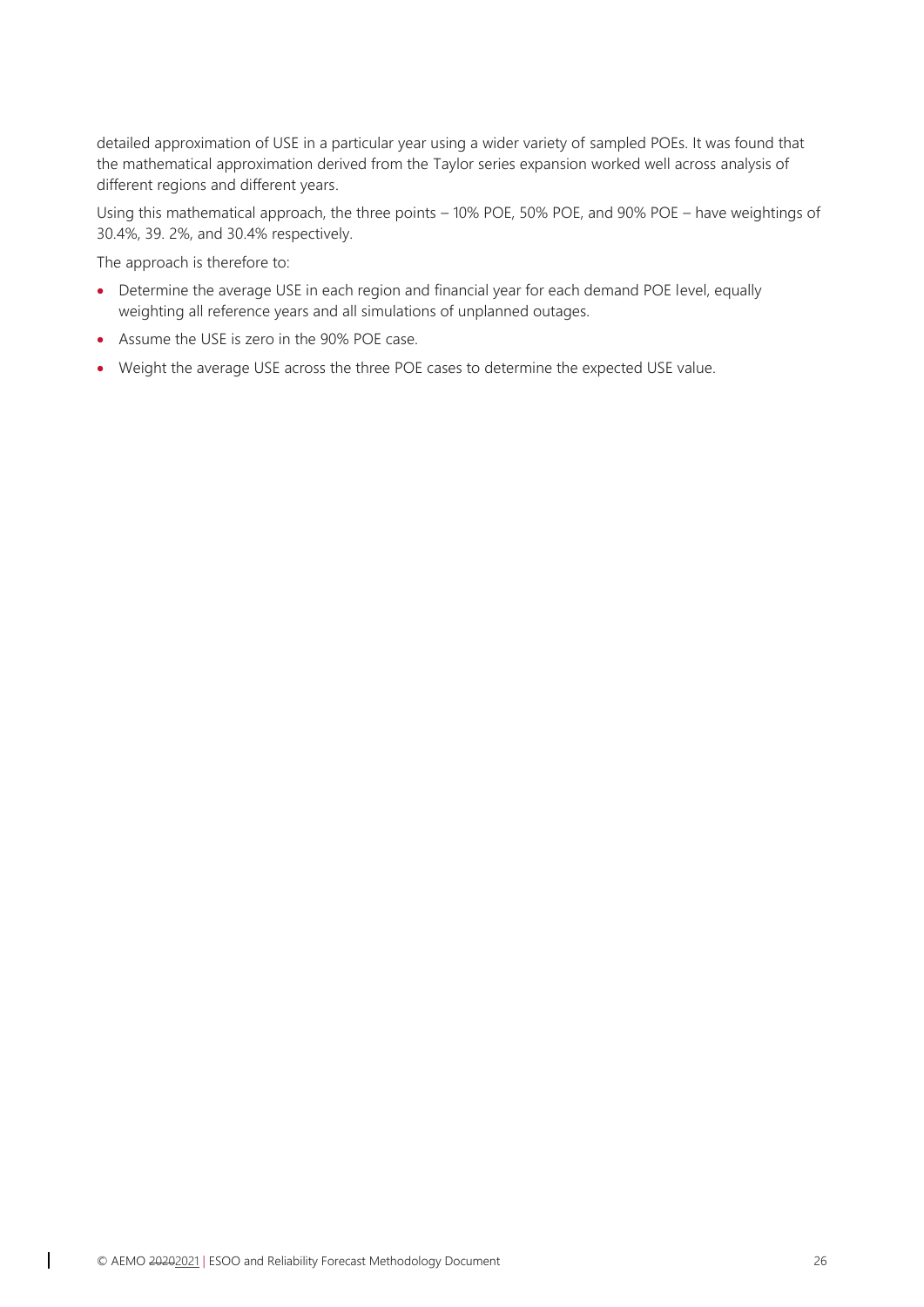detailed approximation of USE in a particular year using a wider variety of sampled POEs. It was found that the mathematical approximation derived from the Taylor series expansion worked well across analysis of different regions and different years.

Using this mathematical approach, the three points – 10% POE, 50% POE, and 90% POE – have weightings of 30.4%, 39. 2%, and 30.4% respectively.

The approach is therefore to:

- Determine the average USE in each region and financial year for each demand POE level, equally weighting all reference years and all simulations of unplanned outages.
- Assume the USE is zero in the 90% POE case.
- Weight the average USE across the three POE cases to determine the expected USE value.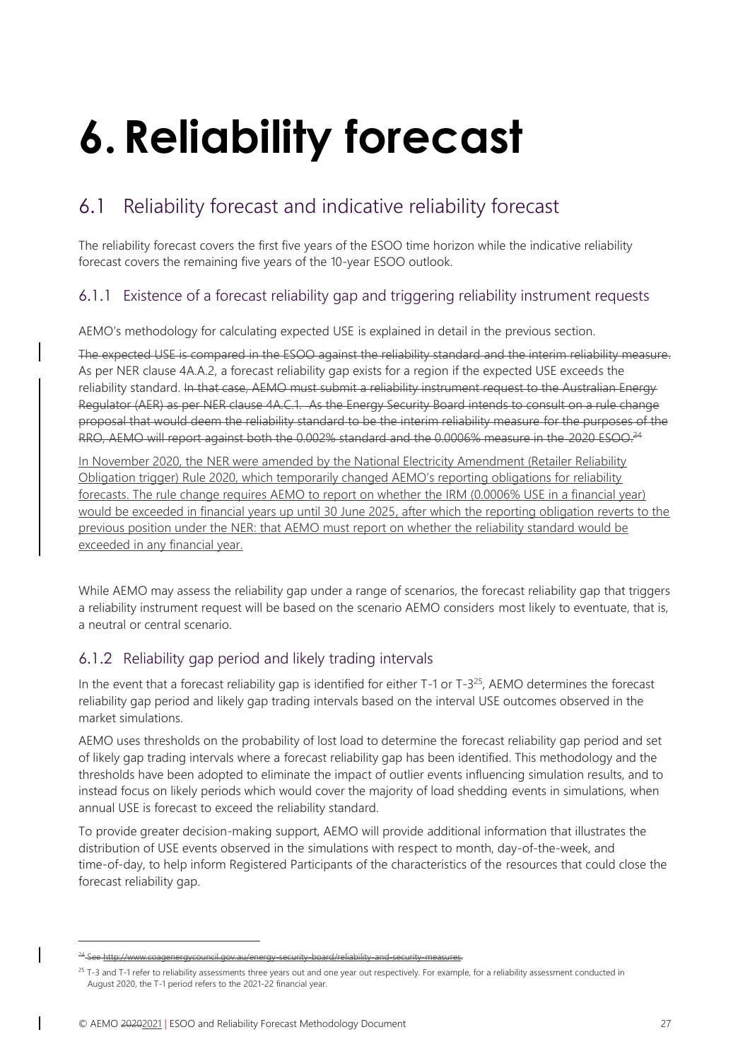# 6. Reliability forecast

## 6.1 Reliability forecast and indicative reliability forecast

The reliability forecast covers the first five years of the ESOO time horizon while the indicative reliability forecast covers the remaining five years of the 10-year ESOO outlook.

### 6.1.1 Existence of a forecast reliability gap and triggering reliability instrument requests

AEMO's methodology for calculating expected USE is explained in detail in the previous section.

~~The expected USE is compared in the ESOO against the reliability standard and the interim reliability measure.~~ As per NER clause 4A.A.2, a forecast reliability gap exists for a region if the expected USE exceeds the reliability standard. ~~In that case, AEMO must submit a reliability instrument request to the Australian Energy Regulator (AER) as per NER clause 4A.C.1. As the Energy Security Board intends to consult on a rule change proposal that would deem the reliability standard to be the interim reliability measure for the purposes of the RRO, AEMO will report against both the 0.002% standard and the 0.0006% measure in the 2020 ESOO.[24]~~

In November 2020, the NER were amended by the National Electricity Amendment (Retailer Reliability Obligation trigger) Rule 2020, which temporarily changed AEMO's reporting obligations for reliability forecasts. The rule change requires AEMO to report on whether the IRM (0.0006% USE in a financial year) would be exceeded in financial years up until 30 June 2025, after which the reporting obligation reverts to the previous position under the NER: that AEMO must report on whether the reliability standard would be exceeded in any financial year.

While AEMO may assess the reliability gap under a range of scenarios, the forecast reliability gap that triggers a reliability instrument request will be based on the scenario AEMO considers most likely to eventuate, that is, a neutral or central scenario.

### 6.1.2 Reliability gap period and likely trading intervals

In the event that a forecast reliability gap is identified for either T-1 or T-3[25], AEMO determines the forecast reliability gap period and likely gap trading intervals based on the interval USE outcomes observed in the market simulations.

AEMO uses thresholds on the probability of lost load to determine the forecast reliability gap period and set of likely gap trading intervals where a forecast reliability gap has been identified. This methodology and the thresholds have been adopted to eliminate the impact of outlier events influencing simulation results, and to instead focus on likely periods which would cover the majority of load shedding events in simulations, when annual USE is forecast to exceed the reliability standard.

To provide greater decision-making support, AEMO will provide additional information that illustrates the distribution of USE events observed in the simulations with respect to month, day-of-the-week, and time-of-day, to help inform Registered Participants of the characteristics of the resources that could close the forecast reliability gap.

---

~~[24] See http://www.coagenergycouncil.gov.au/energy-security-board/reliability-and-security-measures.~~

[25] T-3 and T-1 refer to reliability assessments three years out and one year out respectively. For example, for a reliability assessment conducted in August 2020, the T-1 period refers to the 2021-22 financial year.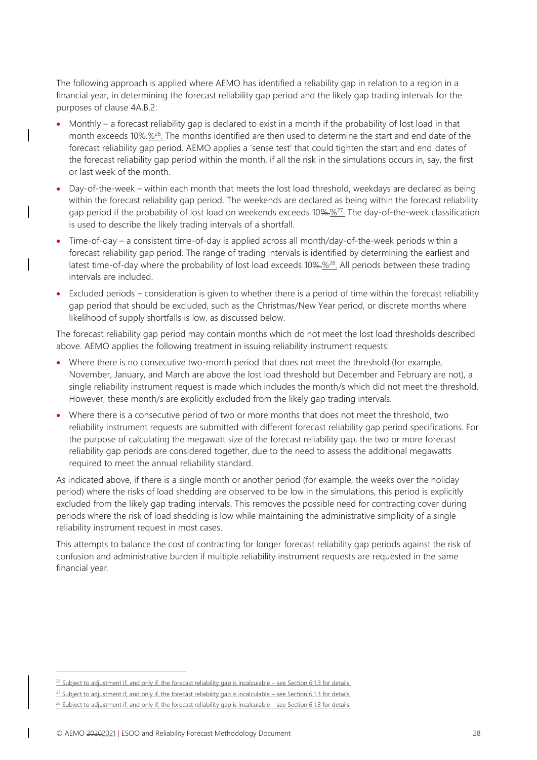The following approach is applied where AEMO has identified a reliability gap in relation to a region in a financial year, in determining the forecast reliability gap period and the likely gap trading intervals for the purposes of clause 4A.B.2:

- Monthly – a forecast reliability gap is declared to exist in a month if the probability of lost load in that month exceeds 10%.%[26]. The months identified are then used to determine the start and end date of the forecast reliability gap period. AEMO applies a 'sense test' that could tighten the start and end dates of the forecast reliability gap period within the month, if all the risk in the simulations occurs in, say, the first or last week of the month.
- Day-of-the-week – within each month that meets the lost load threshold, weekdays are declared as being within the forecast reliability gap period. The weekends are declared as being within the forecast reliability gap period if the probability of lost load on weekends exceeds 10%.%[27]. The day-of-the-week classification is used to describe the likely trading intervals of a shortfall.
- Time-of-day – a consistent time-of-day is applied across all month/day-of-the-week periods within a forecast reliability gap period. The range of trading intervals is identified by determining the earliest and latest time-of-day where the probability of lost load exceeds 10%.%[28]. All periods between these trading intervals are included.
- Excluded periods – consideration is given to whether there is a period of time within the forecast reliability gap period that should be excluded, such as the Christmas/New Year period, or discrete months where likelihood of supply shortfalls is low, as discussed below.

The forecast reliability gap period may contain months which do not meet the lost load thresholds described above. AEMO applies the following treatment in issuing reliability instrument requests:

- Where there is no consecutive two-month period that does not meet the threshold (for example, November, January, and March are above the lost load threshold but December and February are not), a single reliability instrument request is made which includes the month/s which did not meet the threshold. However, these month/s are explicitly excluded from the likely gap trading intervals.
- Where there is a consecutive period of two or more months that does not meet the threshold, two reliability instrument requests are submitted with different forecast reliability gap period specifications. For the purpose of calculating the megawatt size of the forecast reliability gap, the two or more forecast reliability gap periods are considered together, due to the need to assess the additional megawatts required to meet the annual reliability standard.

As indicated above, if there is a single month or another period (for example, the weeks over the holiday period) where the risks of load shedding are observed to be low in the simulations, this period is explicitly excluded from the likely gap trading intervals. This removes the possible need for contracting cover during periods where the risk of load shedding is low while maintaining the administrative simplicity of a single reliability instrument request in most cases.

This attempts to balance the cost of contracting for longer forecast reliability gap periods against the risk of confusion and administrative burden if multiple reliability instrument requests are requested in the same financial year.

[26] Subject to adjustment if, and only if, the forecast reliability gap is incalculable – see Section 6.1.3 for details.

[27] Subject to adjustment if, and only if, the forecast reliability gap is incalculable – see Section 6.1.3 for details.

[28] Subject to adjustment if, and only if, the forecast reliability gap is incalculable – see Section 6.1.3 for details.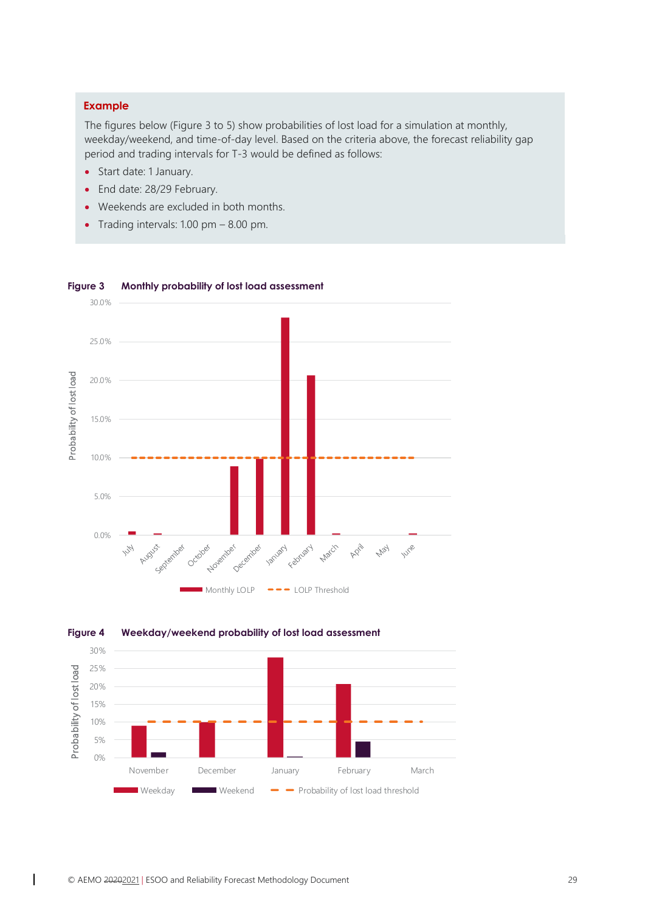**Example**

The figures below (Figure 3 to 5) show probabilities of lost load for a simulation at monthly, weekday/weekend, and time-of-day level. Based on the criteria above, the forecast reliability gap period and trading intervals for T-3 would be defined as follows:

- Start date: 1 January.
- End date: 28/29 February.
- Weekends are excluded in both months.
- Trading intervals: 1.00 pm – 8.00 pm.

**Figure 3 Monthly probability of lost load assessment**

**Figure 4 Weekday/weekend probability of lost load assessment**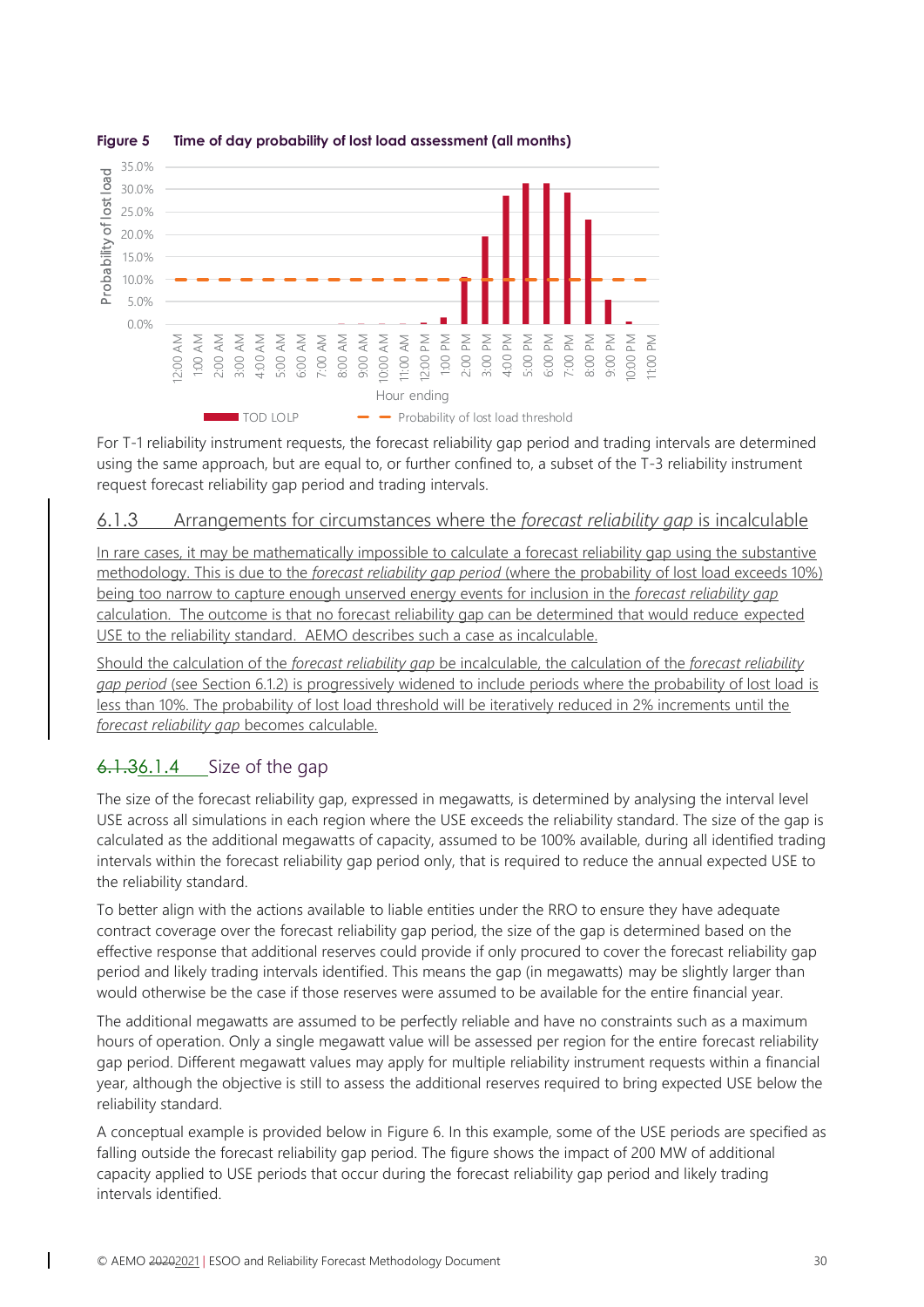**Figure 5 Time of day probability of lost load assessment (all months)**

For T-1 reliability instrument requests, the forecast reliability gap period and trading intervals are determined using the same approach, but are equal to, or further confined to, a subset of the T-3 reliability instrument request forecast reliability gap period and trading intervals.

### 6.1.3 Arrangements for circumstances where the *forecast reliability gap* is incalculable

In rare cases, it may be mathematically impossible to calculate a forecast reliability gap using the substantive methodology. This is due to the *forecast reliability gap period* (where the probability of lost load exceeds 10%) being too narrow to capture enough unserved energy events for inclusion in the *forecast reliability gap* calculation. The outcome is that no forecast reliability gap can be determined that would reduce expected USE to the reliability standard. AEMO describes such a case as incalculable.

Should the calculation of the *forecast reliability gap* be incalculable, the calculation of the *forecast reliability gap period* (see Section 6.1.2) is progressively widened to include periods where the probability of lost load is less than 10%. The probability of lost load threshold will be iteratively reduced in 2% increments until the *forecast reliability gap* becomes calculable.

### ~~6.1.3~~6.1.4 Size of the gap

The size of the forecast reliability gap, expressed in megawatts, is determined by analysing the interval level USE across all simulations in each region where the USE exceeds the reliability standard. The size of the gap is calculated as the additional megawatts of capacity, assumed to be 100% available, during all identified trading intervals within the forecast reliability gap period only, that is required to reduce the annual expected USE to the reliability standard.

To better align with the actions available to liable entities under the RRO to ensure they have adequate contract coverage over the forecast reliability gap period, the size of the gap is determined based on the effective response that additional reserves could provide if only procured to cover the forecast reliability gap period and likely trading intervals identified. This means the gap (in megawatts) may be slightly larger than would otherwise be the case if those reserves were assumed to be available for the entire financial year.

The additional megawatts are assumed to be perfectly reliable and have no constraints such as a maximum hours of operation. Only a single megawatt value will be assessed per region for the entire forecast reliability gap period. Different megawatt values may apply for multiple reliability instrument requests within a financial year, although the objective is still to assess the additional reserves required to bring expected USE below the reliability standard.

A conceptual example is provided below in Figure 6. In this example, some of the USE periods are specified as falling outside the forecast reliability gap period. The figure shows the impact of 200 MW of additional capacity applied to USE periods that occur during the forecast reliability gap period and likely trading intervals identified.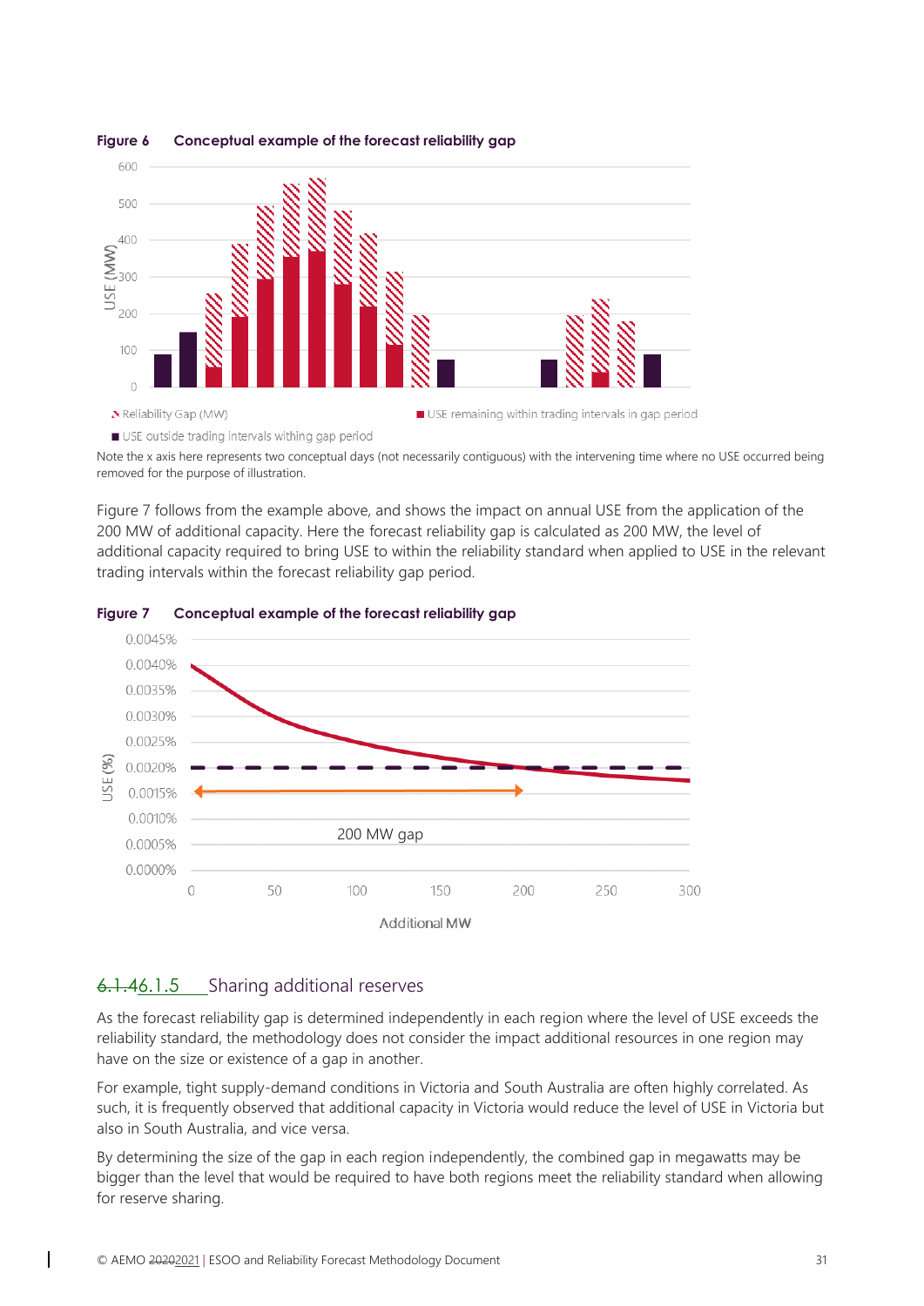**Figure 6 Conceptual example of the forecast reliability gap**

Note the x axis here represents two conceptual days (not necessarily contiguous) with the intervening time where no USE occurred being removed for the purpose of illustration.

Figure 7 follows from the example above, and shows the impact on annual USE from the application of the 200 MW of additional capacity. Here the forecast reliability gap is calculated as 200 MW, the level of additional capacity required to bring USE to within the reliability standard when applied to USE in the relevant trading intervals within the forecast reliability gap period.

**Figure 7 Conceptual example of the forecast reliability gap**

### 6.1.46.1.5 Sharing additional reserves

As the forecast reliability gap is determined independently in each region where the level of USE exceeds the reliability standard, the methodology does not consider the impact additional resources in one region may have on the size or existence of a gap in another.

For example, tight supply-demand conditions in Victoria and South Australia are often highly correlated. As such, it is frequently observed that additional capacity in Victoria would reduce the level of USE in Victoria but also in South Australia, and vice versa.

By determining the size of the gap in each region independently, the combined gap in megawatts may be bigger than the level that would be required to have both regions meet the reliability standard when allowing for reserve sharing.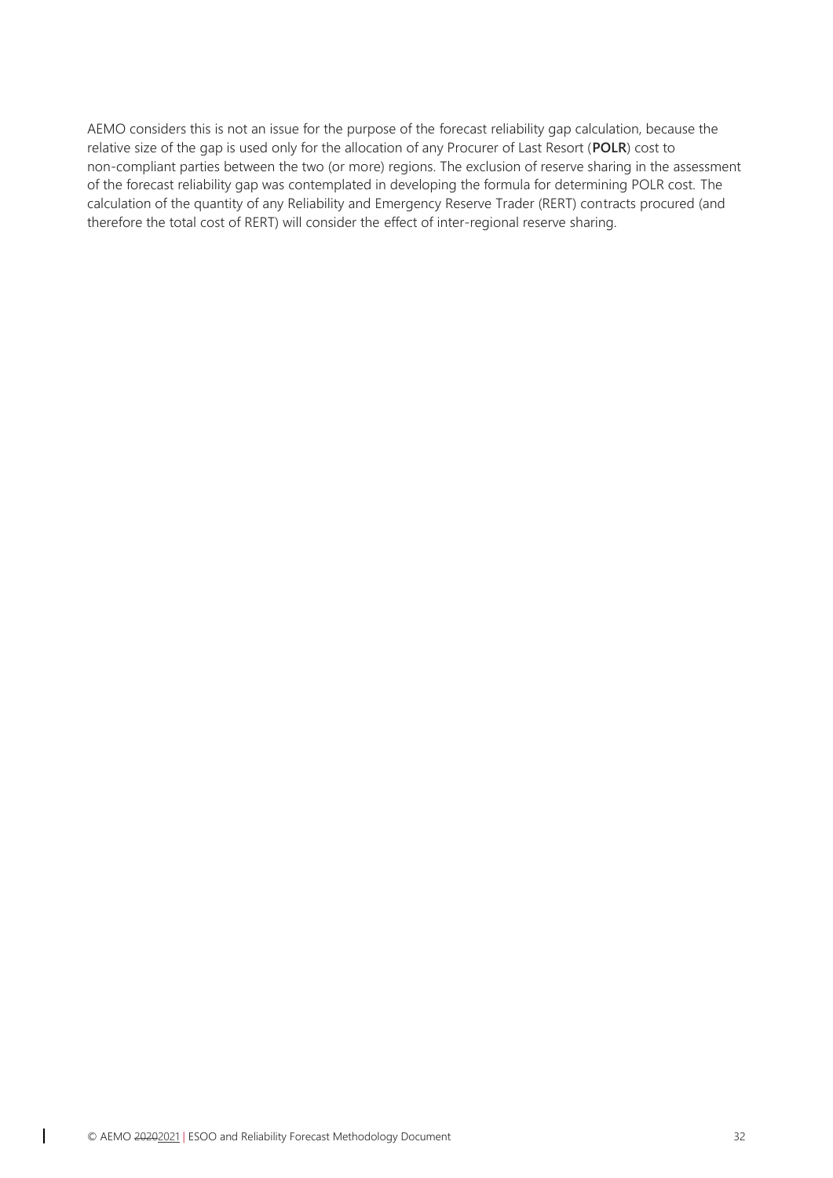AEMO considers this is not an issue for the purpose of the forecast reliability gap calculation, because the relative size of the gap is used only for the allocation of any Procurer of Last Resort (**POLR**) cost to non-compliant parties between the two (or more) regions. The exclusion of reserve sharing in the assessment of the forecast reliability gap was contemplated in developing the formula for determining POLR cost. The calculation of the quantity of any Reliability and Emergency Reserve Trader (RERT) contracts procured (and therefore the total cost of RERT) will consider the effect of inter-regional reserve sharing.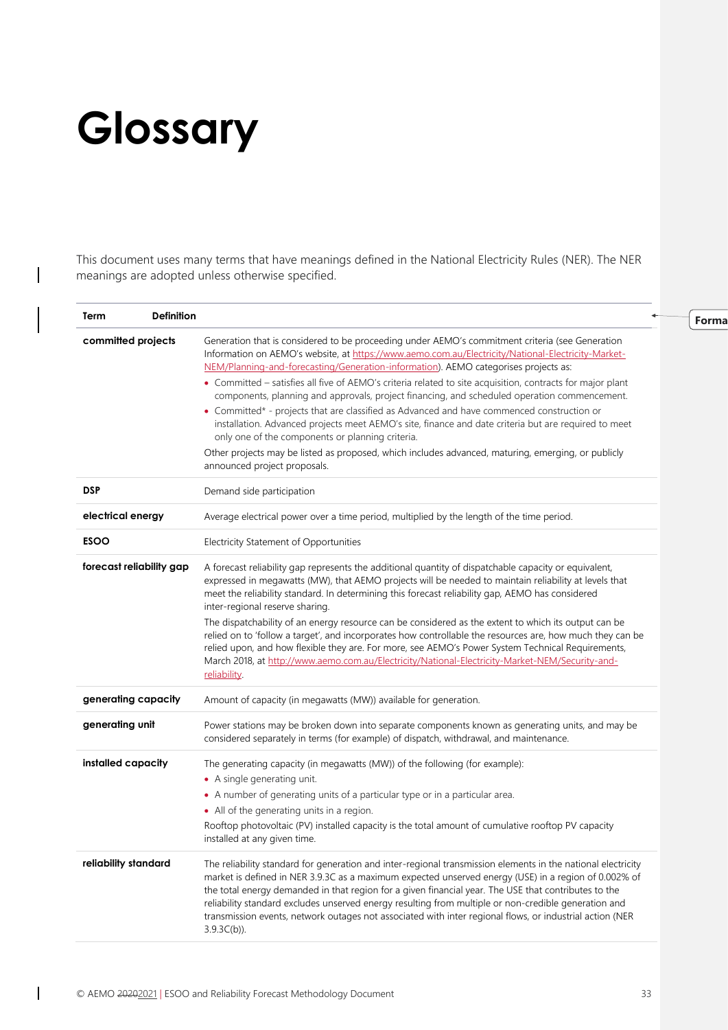# Glossary

This document uses many terms that have meanings defined in the National Electricity Rules (NER). The NER meanings are adopted unless otherwise specified.

| Term | Definition |
| --- | --- |
| **committed projects** | Generation that is considered to be proceeding under AEMO's commitment criteria (see Generation Information on AEMO's website, at https://www.aemo.com.au/Electricity/National-Electricity-Market-NEM/Planning-and-forecasting/Generation-information). AEMO categorises projects as:<br>• Committed – satisfies all five of AEMO's criteria related to site acquisition, contracts for major plant components, planning and approvals, project financing, and scheduled operation commencement.<br>• Committed* - projects that are classified as Advanced and have commenced construction or installation. Advanced projects meet AEMO's site, finance and date criteria but are required to meet only one of the components or planning criteria.<br>Other projects may be listed as proposed, which includes advanced, maturing, emerging, or publicly announced project proposals. |
| **DSP** | Demand side participation |
| **electrical energy** | Average electrical power over a time period, multiplied by the length of the time period. |
| **ESOO** | Electricity Statement of Opportunities |
| **forecast reliability gap** | A forecast reliability gap represents the additional quantity of dispatchable capacity or equivalent, expressed in megawatts (MW), that AEMO projects will be needed to maintain reliability at levels that meet the reliability standard. In determining this forecast reliability gap, AEMO has considered inter-regional reserve sharing.<br>The dispatchability of an energy resource can be considered as the extent to which its output can be relied on to 'follow a target', and incorporates how controllable the resources are, how much they can be relied upon, and how flexible they are. For more, see AEMO's Power System Technical Requirements, March 2018, at http://www.aemo.com.au/Electricity/National-Electricity-Market-NEM/Security-and-reliability. |
| **generating capacity** | Amount of capacity (in megawatts (MW)) available for generation. |
| **generating unit** | Power stations may be broken down into separate components known as generating units, and may be considered separately in terms (for example) of dispatch, withdrawal, and maintenance. |
| **installed capacity** | The generating capacity (in megawatts (MW)) of the following (for example):<br>• A single generating unit.<br>• A number of generating units of a particular type or in a particular area.<br>• All of the generating units in a region.<br>Rooftop photovoltaic (PV) installed capacity is the total amount of cumulative rooftop PV capacity installed at any given time. |
| **reliability standard** | The reliability standard for generation and inter-regional transmission elements in the national electricity market is defined in NER 3.9.3C as a maximum expected unserved energy (USE) in a region of 0.002% of the total energy demanded in that region for a given financial year. The USE that contributes to the reliability standard excludes unserved energy resulting from multiple or non-credible generation and transmission events, network outages not associated with inter regional flows, or industrial action (NER 3.9.3C(b)). |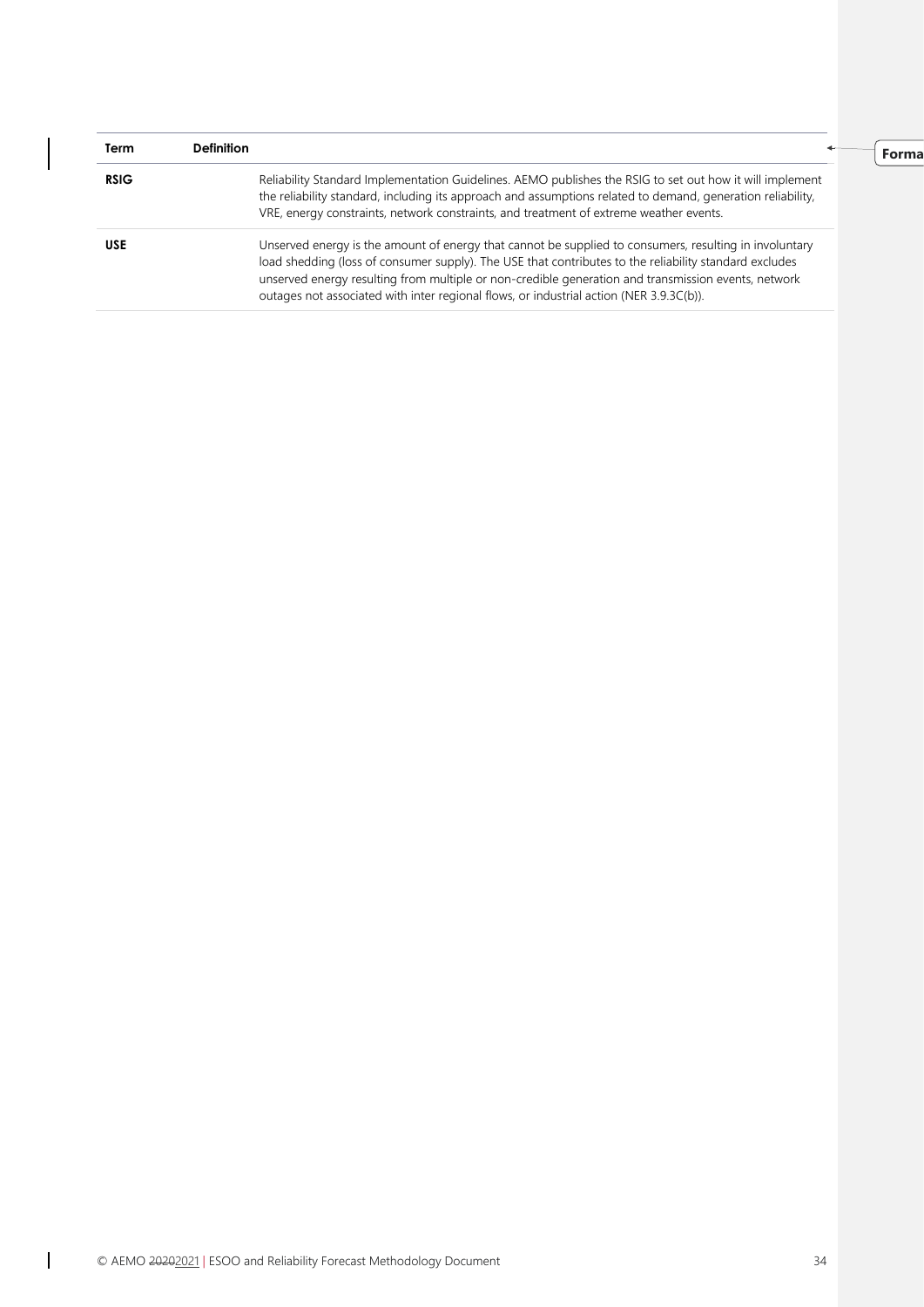| Term | Definition |
| --- | --- |
| RSIG | Reliability Standard Implementation Guidelines. AEMO publishes the RSIG to set out how it will implement the reliability standard, including its approach and assumptions related to demand, generation reliability, VRE, energy constraints, network constraints, and treatment of extreme weather events. |
| USE | Unserved energy is the amount of energy that cannot be supplied to consumers, resulting in involuntary load shedding (loss of consumer supply). The USE that contributes to the reliability standard excludes unserved energy resulting from multiple or non-credible generation and transmission events, network outages not associated with inter regional flows, or industrial action (NER 3.9.3C(b)). |